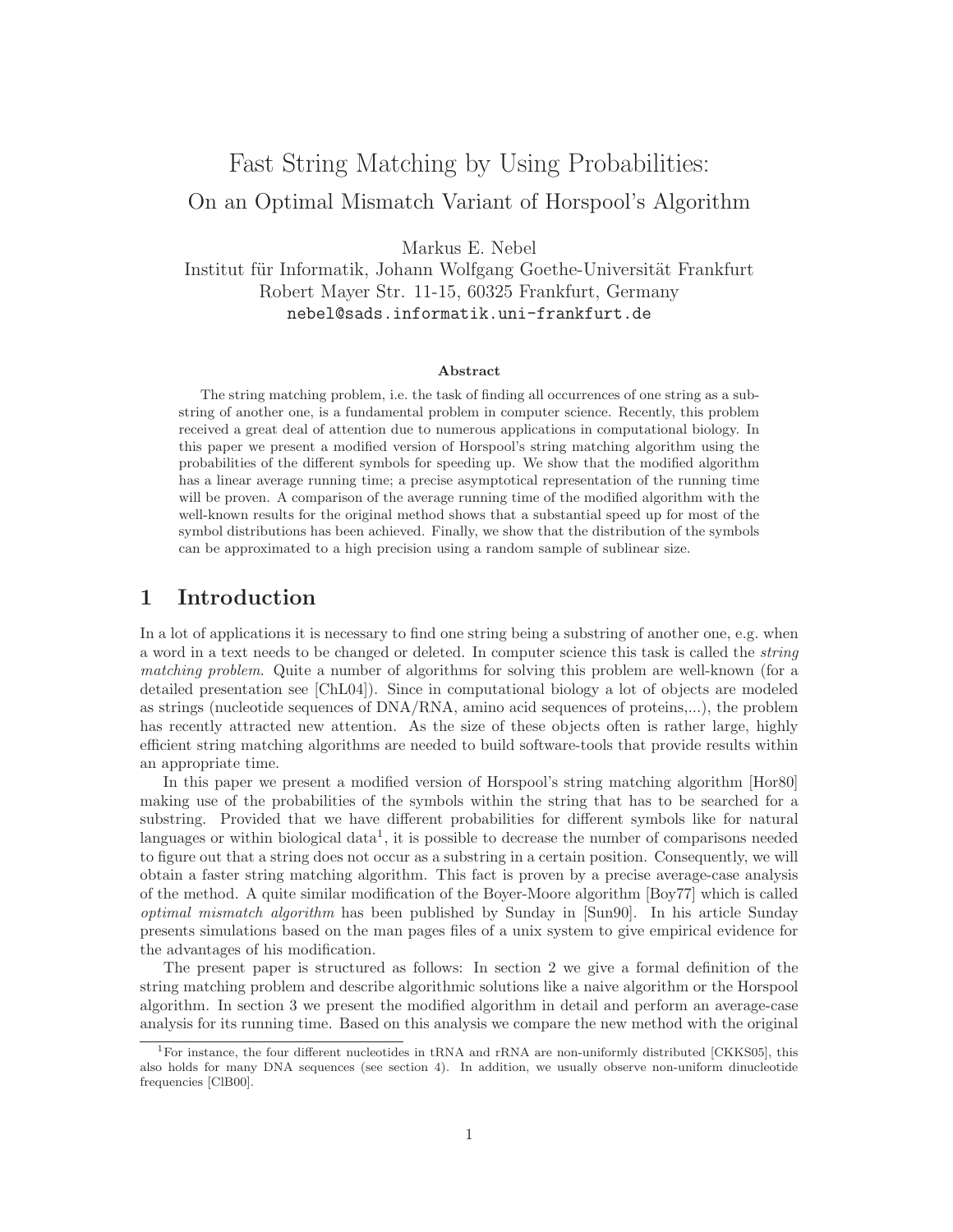# Fast String Matching by Using Probabilities:

## On an Optimal Mismatch Variant of Horspool's Algorithm

Markus E. Nebel

Institut für Informatik, Johann Wolfgang Goethe-Universität Frankfurt
Robert Mayer Str. 11-15, 60325 Frankfurt, Germany
nebel@sads.informatik.uni-frankfurt.de

**Abstract**

The string matching problem, i.e. the task of finding all occurrences of one string as a substring of another one, is a fundamental problem in computer science. Recently, this problem received a great deal of attention due to numerous applications in computational biology. In this paper we present a modified version of Horspool's string matching algorithm using the probabilities of the different symbols for speeding up. We show that the modified algorithm has a linear average running time; a precise asymptotical representation of the running time will be proven. A comparison of the average running time of the modified algorithm with the well-known results for the original method shows that a substantial speed up for most of the symbol distributions has been achieved. Finally, we show that the distribution of the symbols can be approximated to a high precision using a random sample of sublinear size.

## 1 Introduction

In a lot of applications it is necessary to find one string being a substring of another one, e.g. when a word in a text needs to be changed or deleted. In computer science this task is called the *string matching problem*. Quite a number of algorithms for solving this problem are well-known (for a detailed presentation see [ChL04]). Since in computational biology a lot of objects are modeled as strings (nucleotide sequences of DNA/RNA, amino acid sequences of proteins,...), the problem has recently attracted new attention. As the size of these objects often is rather large, highly efficient string matching algorithms are needed to build software-tools that provide results within an appropriate time.

In this paper we present a modified version of Horspool's string matching algorithm [Hor80] making use of the probabilities of the symbols within the string that has to be searched for a substring. Provided that we have different probabilities for different symbols like for natural languages or within biological data[1], it is possible to decrease the number of comparisons needed to figure out that a string does not occur as a substring in a certain position. Consequently, we will obtain a faster string matching algorithm. This fact is proven by a precise average-case analysis of the method. A quite similar modification of the Boyer-Moore algorithm [Boy77] which is called *optimal mismatch algorithm* has been published by Sunday in [Sun90]. In his article Sunday presents simulations based on the man pages files of a unix system to give empirical evidence for the advantages of his modification.

The present paper is structured as follows: In section 2 we give a formal definition of the string matching problem and describe algorithmic solutions like a naive algorithm or the Horspool algorithm. In section 3 we present the modified algorithm in detail and perform an average-case analysis for its running time. Based on this analysis we compare the new method with the original

[1] For instance, the four different nucleotides in tRNA and rRNA are non-uniformly distributed [CKKS05], this also holds for many DNA sequences (see section 4). In addition, we usually observe non-uniform dinucleotide frequencies [ClB00].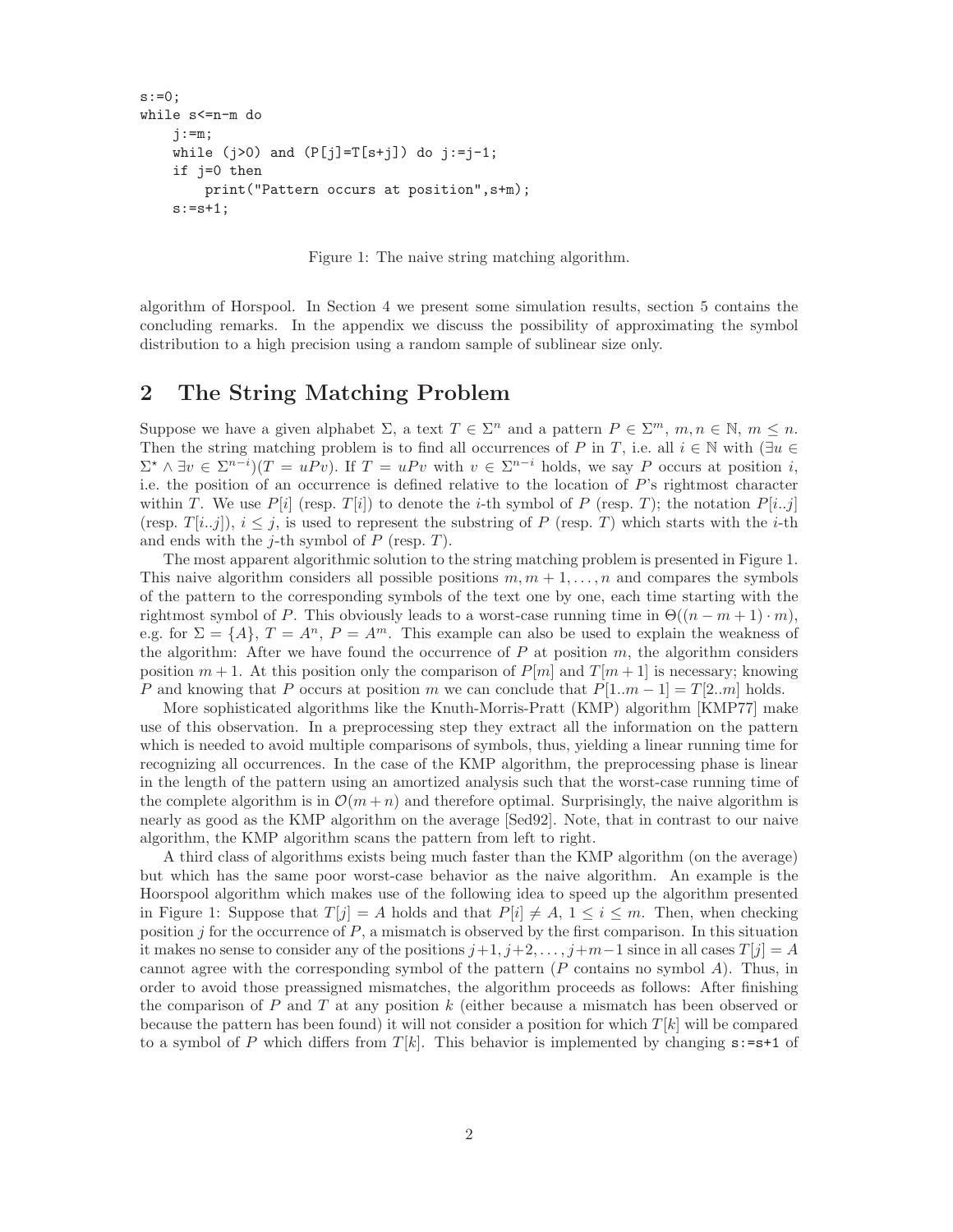```
s:=0;
while s<=n-m do
    j:=m;
    while (j>0) and (P[j]=T[s+j]) do j:=j-1;
    if j=0 then
        print("Pattern occurs at position",s+m);
    s:=s+1;
```

Figure 1: The naive string matching algorithm.

algorithm of Horspool. In Section 4 we present some simulation results, section 5 contains the concluding remarks. In the appendix we discuss the possibility of approximating the symbol distribution to a high precision using a random sample of sublinear size only.

## 2 The String Matching Problem

Suppose we have a given alphabet $\Sigma$, a text $T \in \Sigma^n$ and a pattern $P \in \Sigma^m$, $m, n \in \mathbb{N}$, $m \leq n$. Then the string matching problem is to find all occurrences of $P$ in $T$, i.e. all $i \in \mathbb{N}$ with $(\exists u \in \Sigma^\star \wedge \exists v \in \Sigma^{n-i})(T = uPv)$. If $T = uPv$ with $v \in \Sigma^{n-i}$ holds, we say $P$ occurs at position $i$, i.e. the position of an occurrence is defined relative to the location of $P$'s rightmost character within $T$. We use $P[i]$ (resp. $T[i]$) to denote the $i$-th symbol of $P$ (resp. $T$); the notation $P[i..j]$ (resp. $T[i..j]$), $i \leq j$, is used to represent the substring of $P$ (resp. $T$) which starts with the $i$-th and ends with the $j$-th symbol of $P$ (resp. $T$).

The most apparent algorithmic solution to the string matching problem is presented in Figure 1. This naive algorithm considers all possible positions $m, m+1, \ldots, n$ and compares the symbols of the pattern to the corresponding symbols of the text one by one, each time starting with the rightmost symbol of $P$. This obviously leads to a worst-case running time in $\Theta((n-m+1)\cdot m)$, e.g. for $\Sigma = \{A\}$, $T = A^n$, $P = A^m$. This example can also be used to explain the weakness of the algorithm: After we have found the occurrence of $P$ at position $m$, the algorithm considers position $m+1$. At this position only the comparison of $P[m]$ and $T[m+1]$ is necessary; knowing $P$ and knowing that $P$ occurs at position $m$ we can conclude that $P[1..m-1] = T[2..m]$ holds.

More sophisticated algorithms like the Knuth-Morris-Pratt (KMP) algorithm [KMP77] make use of this observation. In a preprocessing step they extract all the information on the pattern which is needed to avoid multiple comparisons of symbols, thus, yielding a linear running time for recognizing all occurrences. In the case of the KMP algorithm, the preprocessing phase is linear in the length of the pattern using an amortized analysis such that the worst-case running time of the complete algorithm is in $\mathcal{O}(m+n)$ and therefore optimal. Surprisingly, the naive algorithm is nearly as good as the KMP algorithm on the average [Sed92]. Note, that in contrast to our naive algorithm, the KMP algorithm scans the pattern from left to right.

A third class of algorithms exists being much faster than the KMP algorithm (on the average) but which has the same poor worst-case behavior as the naive algorithm. An example is the Hoorspool algorithm which makes use of the following idea to speed up the algorithm presented in Figure 1: Suppose that $T[j] = A$ holds and that $P[i] \neq A$, $1 \leq i \leq m$. Then, when checking position $j$ for the occurrence of $P$, a mismatch is observed by the first comparison. In this situation it makes no sense to consider any of the positions $j+1, j+2, \ldots, j+m-1$ since in all cases $T[j] = A$ cannot agree with the corresponding symbol of the pattern ($P$ contains no symbol $A$). Thus, in order to avoid those preassigned mismatches, the algorithm proceeds as follows: After finishing the comparison of $P$ and $T$ at any position $k$ (either because a mismatch has been observed or because the pattern has been found) it will not consider a position for which $T[k]$ will be compared to a symbol of $P$ which differs from $T[k]$. This behavior is implemented by changing `s:=s+1` of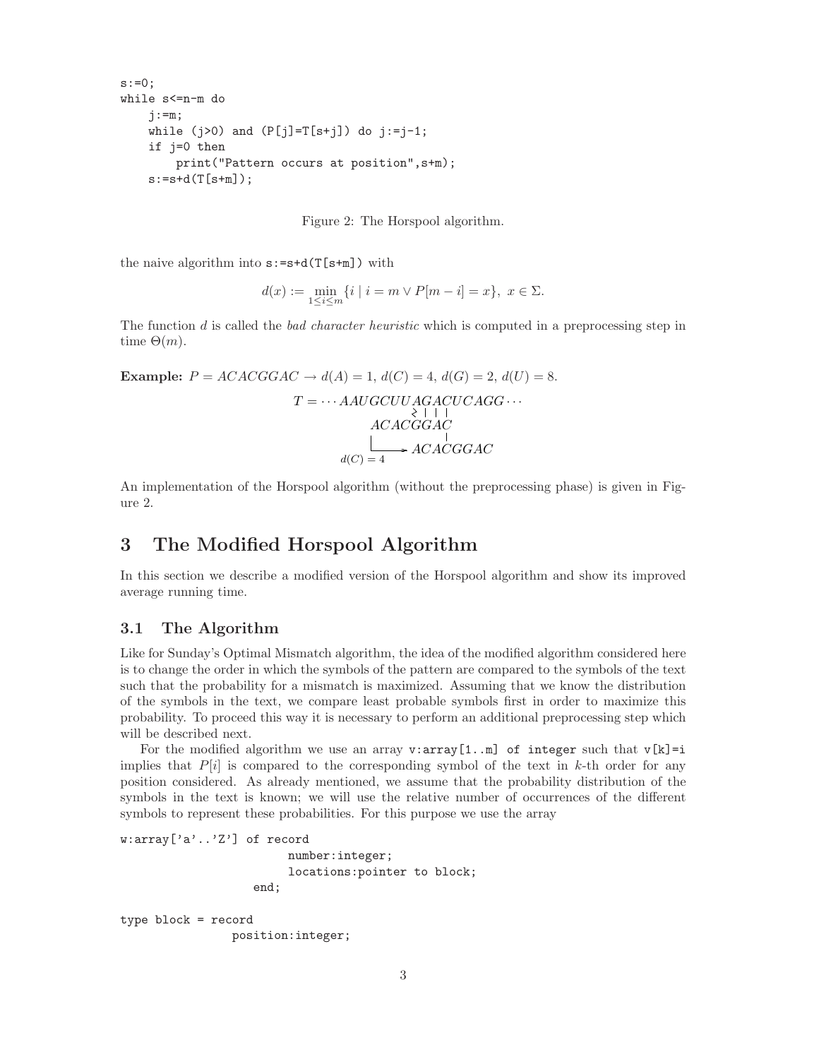```
s:=0;
while s<=n-m do
    j:=m;
    while (j>0) and (P[j]=T[s+j]) do j:=j-1;
    if j=0 then
        print("Pattern occurs at position",s+m);
    s:=s+d(T[s+m]);
```

Figure 2: The Horspool algorithm.

the naive algorithm into `s:=s+d(T[s+m])` with

$$d(x) := \min_{1 \leq i \leq m} \{i \mid i = m \vee P[m-i] = x\},\ x \in \Sigma.$$

The function $d$ is called the *bad character heuristic* which is computed in a preprocessing step in time $\Theta(m)$.

**Example:** $P = ACACGGAC \rightarrow d(A) = 1,\ d(C) = 4,\ d(G) = 2,\ d(U) = 8.$

```
T = ··· AAUGCUUAGACUCAGG ···
                ≀ | | |
             ACACGGAC
                    |
             └────> ACACGGAC
          d(C) = 4
```

An implementation of the Horspool algorithm (without the preprocessing phase) is given in Figure 2.

# 3 The Modified Horspool Algorithm

In this section we describe a modified version of the Horspool algorithm and show its improved average running time.

## 3.1 The Algorithm

Like for Sunday's Optimal Mismatch algorithm, the idea of the modified algorithm considered here is to change the order in which the symbols of the pattern are compared to the symbols of the text such that the probability for a mismatch is maximized. Assuming that we know the distribution of the symbols in the text, we compare least probable symbols first in order to maximize this probability. To proceed this way it is necessary to perform an additional preprocessing step which will be described next.

For the modified algorithm we use an array `v:array[1..m] of integer` such that `v[k]=i` implies that $P[i]$ is compared to the corresponding symbol of the text in $k$-th order for any position considered. As already mentioned, we assume that the probability distribution of the symbols in the text is known; we will use the relative number of occurrences of the different symbols to represent these probabilities. For this purpose we use the array

```
w:array['a'..'Z'] of record
                        number:integer;
                        locations:pointer to block;
                    end;

type block = record
                position:integer;
```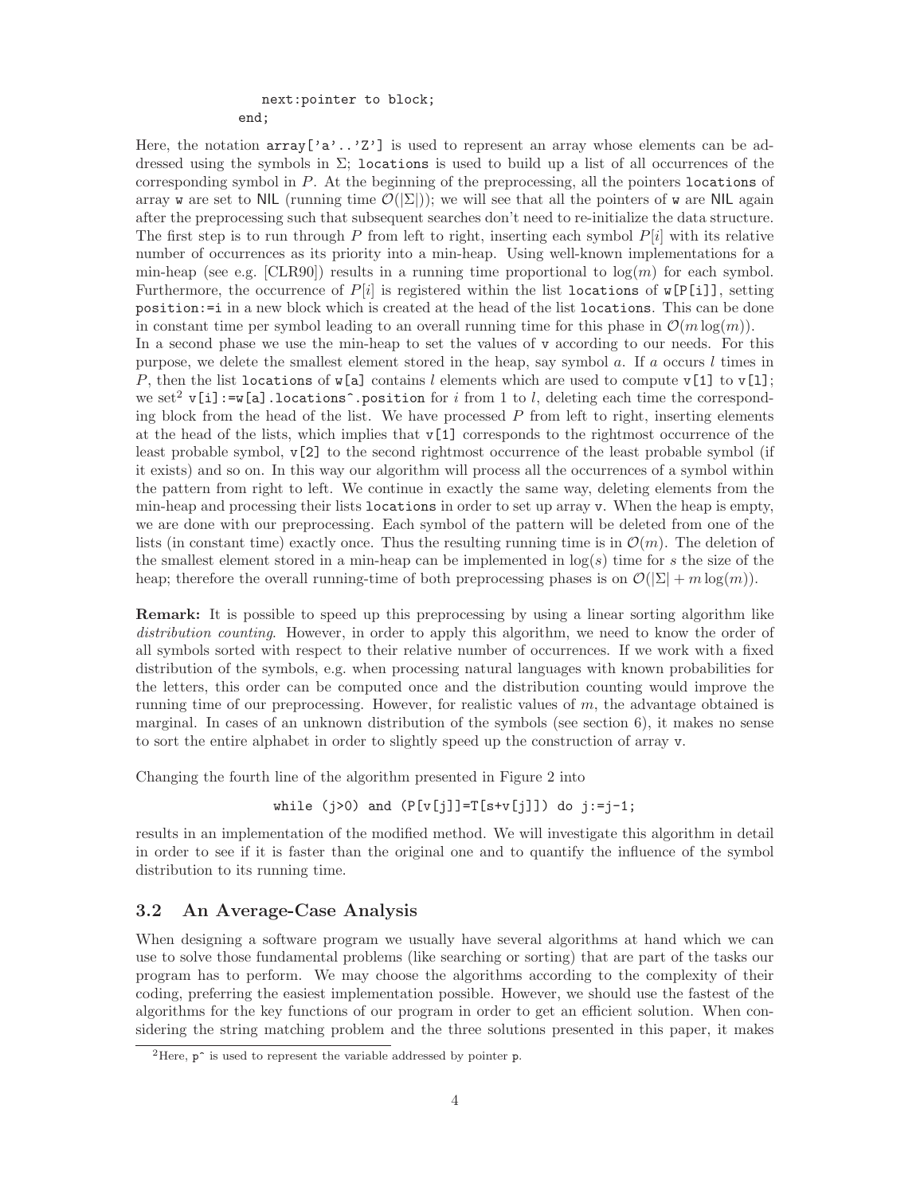```
        next:pointer to block;
    end;
```

Here, the notation `array['a'..'Z']` is used to represent an array whose elements can be addressed using the symbols in $\Sigma$; `locations` is used to build up a list of all occurrences of the corresponding symbol in $P$. At the beginning of the preprocessing, all the pointers `locations` of array `w` are set to NIL (running time $\mathcal{O}(|\Sigma|)$); we will see that all the pointers of `w` are NIL again after the preprocessing such that subsequent searches don't need to re-initialize the data structure. The first step is to run through $P$ from left to right, inserting each symbol $P[i]$ with its relative number of occurrences as its priority into a min-heap. Using well-known implementations for a min-heap (see e.g. [CLR90]) results in a running time proportional to $\log(m)$ for each symbol. Furthermore, the occurrence of $P[i]$ is registered within the list `locations` of `w[P[i]]`, setting `position:=i` in a new block which is created at the head of the list `locations`. This can be done in constant time per symbol leading to an overall running time for this phase in $\mathcal{O}(m\log(m))$.
In a second phase we use the min-heap to set the values of `v` according to our needs. For this purpose, we delete the smallest element stored in the heap, say symbol $a$. If $a$ occurs $l$ times in $P$, then the list `locations` of `w[a]` contains $l$ elements which are used to compute `v[1]` to `v[l]`; we set[2] `v[i]:=w[a].locations^.position` for $i$ from 1 to $l$, deleting each time the corresponding block from the head of the list. We have processed $P$ from left to right, inserting elements at the head of the lists, which implies that `v[1]` corresponds to the rightmost occurrence of the least probable symbol, `v[2]` to the second rightmost occurrence of the least probable symbol (if it exists) and so on. In this way our algorithm will process all the occurrences of a symbol within the pattern from right to left. We continue in exactly the same way, deleting elements from the min-heap and processing their lists `locations` in order to set up array `v`. When the heap is empty, we are done with our preprocessing. Each symbol of the pattern will be deleted from one of the lists (in constant time) exactly once. Thus the resulting running time is in $\mathcal{O}(m)$. The deletion of the smallest element stored in a min-heap can be implemented in $\log(s)$ time for $s$ the size of the heap; therefore the overall running-time of both preprocessing phases is on $\mathcal{O}(|\Sigma| + m\log(m))$.

**Remark:** It is possible to speed up this preprocessing by using a linear sorting algorithm like *distribution counting*. However, in order to apply this algorithm, we need to know the order of all symbols sorted with respect to their relative number of occurrences. If we work with a fixed distribution of the symbols, e.g. when processing natural languages with known probabilities for the letters, this order can be computed once and the distribution counting would improve the running time of our preprocessing. However, for realistic values of $m$, the advantage obtained is marginal. In cases of an unknown distribution of the symbols (see section 6), it makes no sense to sort the entire alphabet in order to slightly speed up the construction of array `v`.

Changing the fourth line of the algorithm presented in Figure 2 into

```
while (j>0) and (P[v[j]]=T[s+v[j]]) do j:=j-1;
```

results in an implementation of the modified method. We will investigate this algorithm in detail in order to see if it is faster than the original one and to quantify the influence of the symbol distribution to its running time.

## 3.2 An Average-Case Analysis

When designing a software program we usually have several algorithms at hand which we can use to solve those fundamental problems (like searching or sorting) that are part of the tasks our program has to perform. We may choose the algorithms according to the complexity of their coding, preferring the easiest implementation possible. However, we should use the fastest of the algorithms for the key functions of our program in order to get an efficient solution. When considering the string matching problem and the three solutions presented in this paper, it makes

[2] Here, `p^` is used to represent the variable addressed by pointer `p`.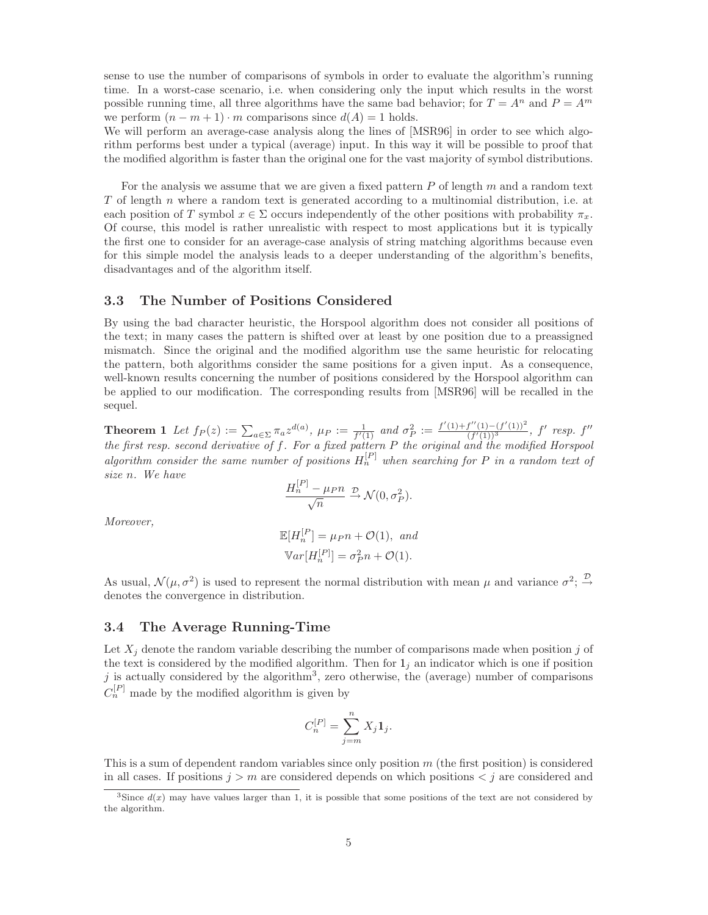sense to use the number of comparisons of symbols in order to evaluate the algorithm's running time. In a worst-case scenario, i.e. when considering only the input which results in the worst possible running time, all three algorithms have the same bad behavior; for $T = A^n$ and $P = A^m$ we perform $(n - m + 1) \cdot m$ comparisons since $d(A) = 1$ holds.
We will perform an average-case analysis along the lines of [MSR96] in order to see which algorithm performs best under a typical (average) input. In this way it will be possible to proof that the modified algorithm is faster than the original one for the vast majority of symbol distributions.

For the analysis we assume that we are given a fixed pattern $P$ of length $m$ and a random text $T$ of length $n$ where a random text is generated according to a multinomial distribution, i.e. at each position of $T$ symbol $x \in \Sigma$ occurs independently of the other positions with probability $\pi_x$. Of course, this model is rather unrealistic with respect to most applications but it is typically the first one to consider for an average-case analysis of string matching algorithms because even for this simple model the analysis leads to a deeper understanding of the algorithm's benefits, disadvantages and of the algorithm itself.

### 3.3 The Number of Positions Considered

By using the bad character heuristic, the Horspool algorithm does not consider all positions of the text; in many cases the pattern is shifted over at least by one position due to a preassigned mismatch. Since the original and the modified algorithm use the same heuristic for relocating the pattern, both algorithms consider the same positions for a given input. As a consequence, well-known results concerning the number of positions considered by the Horspool algorithm can be applied to our modification. The corresponding results from [MSR96] will be recalled in the sequel.

**Theorem 1** *Let $f_P(z) := \sum_{a\in\Sigma} \pi_a z^{d(a)}$, $\mu_P := \frac{1}{f'(1)}$ and $\sigma_P^2 := \frac{f'(1)+f''(1)-(f'(1))^2}{(f'(1))^3}$, $f'$ resp. $f''$ the first resp. second derivative of $f$. For a fixed pattern $P$ the original and the modified Horspool algorithm consider the same number of positions $H_n^{[P]}$ when searching for $P$ in a random text of size $n$. We have*

$$\frac{H_n^{[P]} - \mu_P n}{\sqrt{n}} \xrightarrow{\mathcal{D}} \mathcal{N}(0, \sigma_P^2).$$

*Moreover,*

$$\mathbb{E}[H_n^{[P]}] = \mu_P n + \mathcal{O}(1), \text{ and}$$
$$\mathbb{V}ar[H_n^{[P]}] = \sigma_P^2 n + \mathcal{O}(1).$$

As usual, $\mathcal{N}(\mu, \sigma^2)$ is used to represent the normal distribution with mean $\mu$ and variance $\sigma^2$; $\xrightarrow{\mathcal{D}}$ denotes the convergence in distribution.

### 3.4 The Average Running-Time

Let $X_j$ denote the random variable describing the number of comparisons made when position $j$ of the text is considered by the modified algorithm. Then for $\mathbf{1}_j$ an indicator which is one if position $j$ is actually considered by the algorithm[3], zero otherwise, the (average) number of comparisons $C_n^{[P]}$ made by the modified algorithm is given by

$$C_n^{[P]} = \sum_{j=m}^{n} X_j \mathbf{1}_j.$$

This is a sum of dependent random variables since only position $m$ (the first position) is considered in all cases. If positions $j > m$ are considered depends on which positions $< j$ are considered and

[3] Since $d(x)$ may have values larger than 1, it is possible that some positions of the text are not considered by the algorithm.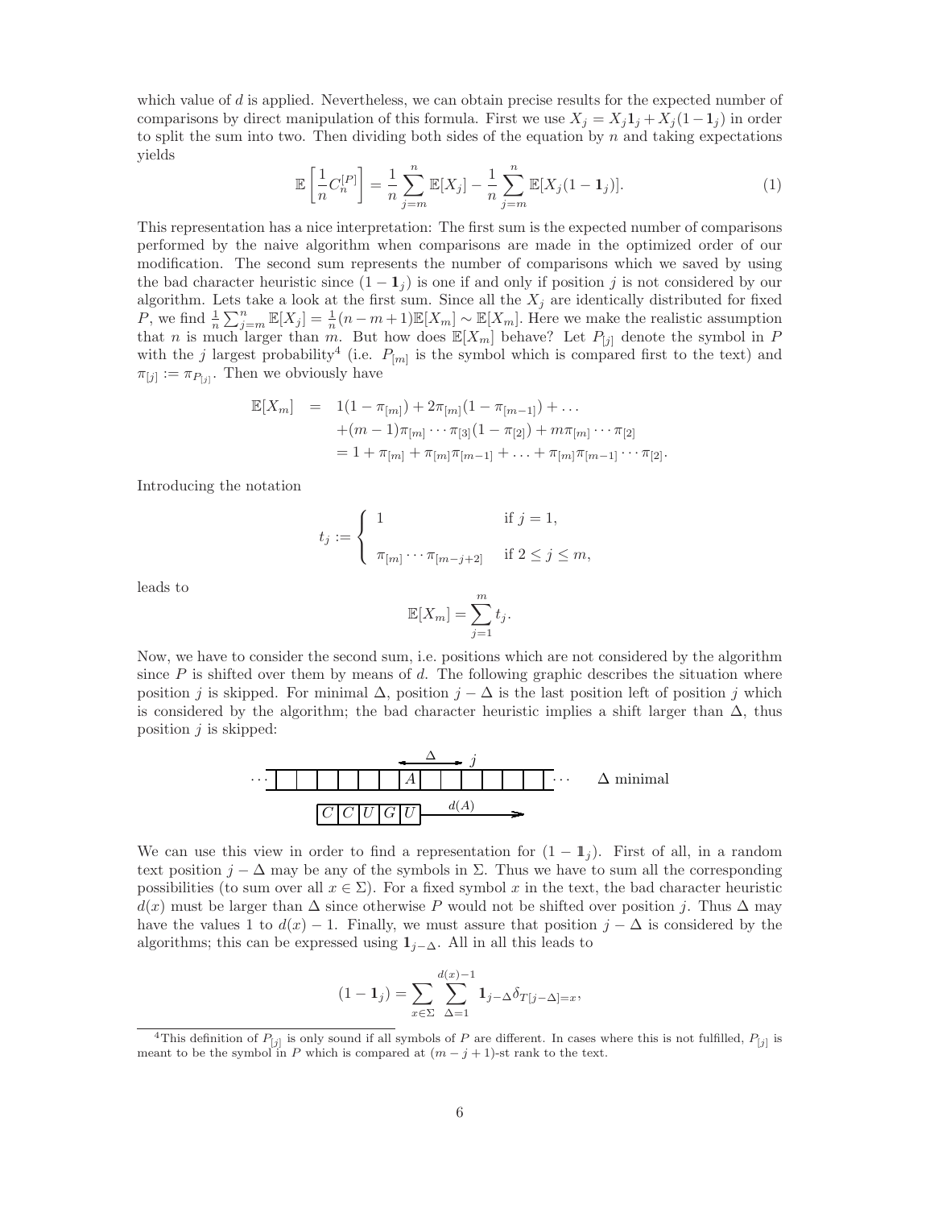which value of $d$ is applied. Nevertheless, we can obtain precise results for the expected number of comparisons by direct manipulation of this formula. First we use $X_j = X_j \mathbf{1}_j + X_j(1-\mathbf{1}_j)$ in order to split the sum into two. Then dividing both sides of the equation by $n$ and taking expectations yields

$$\mathbb{E}\left[\frac{1}{n}C_n^{[P]}\right] = \frac{1}{n}\sum_{j=m}^{n}\mathbb{E}[X_j] - \frac{1}{n}\sum_{j=m}^{n}\mathbb{E}[X_j(1-\mathbf{1}_j)]. \tag{1}$$

This representation has a nice interpretation: The first sum is the expected number of comparisons performed by the naive algorithm when comparisons are made in the optimized order of our modification. The second sum represents the number of comparisons which we saved by using the bad character heuristic since $(1-\mathbf{1}_j)$ is one if and only if position $j$ is not considered by our algorithm. Lets take a look at the first sum. Since all the $X_j$ are identically distributed for fixed $P$, we find $\frac{1}{n}\sum_{j=m}^{n}\mathbb{E}[X_j] = \frac{1}{n}(n-m+1)\mathbb{E}[X_m] \sim \mathbb{E}[X_m]$. Here we make the realistic assumption that $n$ is much larger than $m$. But how does $\mathbb{E}[X_m]$ behave? Let $P_{[j]}$ denote the symbol in $P$ with the $j$ largest probability[4] (i.e. $P_{[m]}$ is the symbol which is compared first to the text) and $\pi_{[j]} := \pi_{P_{[j]}}$. Then we obviously have

$$\begin{aligned}
\mathbb{E}[X_m] &= 1(1-\pi_{[m]}) + 2\pi_{[m]}(1-\pi_{[m-1]}) + \dots \\
&\quad + (m-1)\pi_{[m]}\cdots\pi_{[3]}(1-\pi_{[2]}) + m\pi_{[m]}\cdots\pi_{[2]} \\
&= 1 + \pi_{[m]} + \pi_{[m]}\pi_{[m-1]} + \dots + \pi_{[m]}\pi_{[m-1]}\cdots\pi_{[2]}.
\end{aligned}$$

Introducing the notation

$$t_j := \begin{cases} 1 & \text{if } j = 1, \\ \pi_{[m]}\cdots\pi_{[m-j+2]} & \text{if } 2 \le j \le m, \end{cases}$$

leads to

$$\mathbb{E}[X_m] = \sum_{j=1}^{m} t_j.$$

Now, we have to consider the second sum, i.e. positions which are not considered by the algorithm since $P$ is shifted over them by means of $d$. The following graphic describes the situation where position $j$ is skipped. For minimal $\Delta$, position $j-\Delta$ is the last position left of position $j$ which is considered by the algorithm; the bad character heuristic implies a shift larger than $\Delta$, thus position $j$ is skipped:

```
            <--Δ--> j
... | | | | | | | |A| | | | | | | | ...      Δ minimal
       |C|C|U|G|U|----d(A)---->
```

We can use this view in order to find a representation for $(1-\mathbb{1}_j)$. First of all, in a random text position $j-\Delta$ may be any of the symbols in $\Sigma$. Thus we have to sum all the corresponding possibilities (to sum over all $x \in \Sigma$). For a fixed symbol $x$ in the text, the bad character heuristic $d(x)$ must be larger than $\Delta$ since otherwise $P$ would not be shifted over position $j$. Thus $\Delta$ may have the values 1 to $d(x)-1$. Finally, we must assure that position $j-\Delta$ is considered by the algorithms; this can be expressed using $\mathbf{1}_{j-\Delta}$. All in all this leads to

$$(1-\mathbf{1}_j) = \sum_{x\in\Sigma}\sum_{\Delta=1}^{d(x)-1}\mathbf{1}_{j-\Delta}\delta_{T[j-\Delta]=x},$$

[4] This definition of $P_{[j]}$ is only sound if all symbols of $P$ are different. In cases where this is not fulfilled, $P_{[j]}$ is meant to be the symbol in $P$ which is compared at $(m-j+1)$-st rank to the text.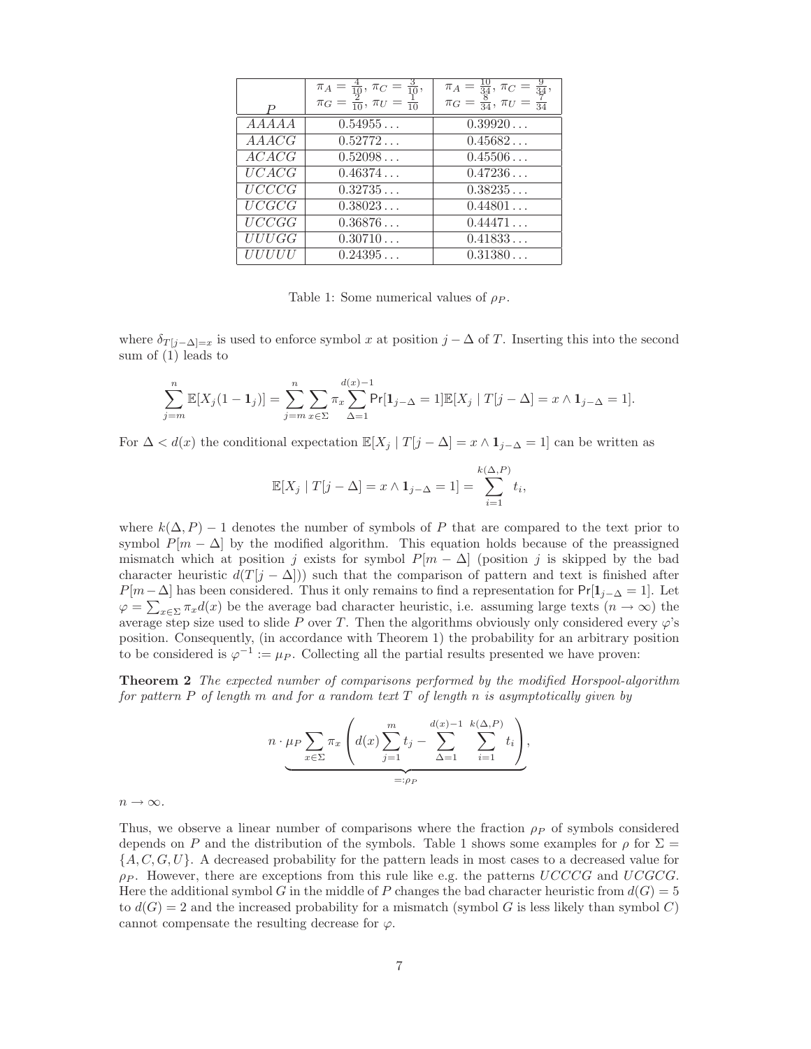| $P$ | $\pi_A = \frac{4}{10}$, $\pi_C = \frac{3}{10}$, $\pi_G = \frac{2}{10}$, $\pi_U = \frac{1}{10}$ | $\pi_A = \frac{10}{34}$, $\pi_C = \frac{9}{34}$, $\pi_G = \frac{8}{34}$, $\pi_U = \frac{7}{34}$ |
|---|---|---|
| $AAAAA$ | $0.54955\ldots$ | $0.39920\ldots$ |
| $AAACG$ | $0.52772\ldots$ | $0.45682\ldots$ |
| $ACACG$ | $0.52098\ldots$ | $0.45506\ldots$ |
| $UCACG$ | $0.46374\ldots$ | $0.47236\ldots$ |
| $UCCCG$ | $0.32735\ldots$ | $0.38235\ldots$ |
| $UCGCG$ | $0.38023\ldots$ | $0.44801\ldots$ |
| $UCCGG$ | $0.36876\ldots$ | $0.44471\ldots$ |
| $UUUGG$ | $0.30710\ldots$ | $0.41833\ldots$ |
| $UUUUU$ | $0.24395\ldots$ | $0.31380\ldots$ |

Table 1: Some numerical values of $\rho_P$.

where $\delta_{T[j-\Delta]=x}$ is used to enforce symbol $x$ at position $j-\Delta$ of $T$. Inserting this into the second sum of (1) leads to

$$\sum_{j=m}^{n} \mathbb{E}[X_j(1-\mathbf{1}_j)] = \sum_{j=m}^{n} \sum_{x\in\Sigma} \pi_x \sum_{\Delta=1}^{d(x)-1} \mathsf{Pr}[\mathbf{1}_{j-\Delta}=1]\mathbb{E}[X_j \mid T[j-\Delta]=x \wedge \mathbf{1}_{j-\Delta}=1].$$

For $\Delta < d(x)$ the conditional expectation $\mathbb{E}[X_j \mid T[j-\Delta]=x \wedge \mathbf{1}_{j-\Delta}=1]$ can be written as

$$\mathbb{E}[X_j \mid T[j-\Delta]=x \wedge \mathbf{1}_{j-\Delta}=1] = \sum_{i=1}^{k(\Delta,P)} t_i,$$

where $k(\Delta,P)-1$ denotes the number of symbols of $P$ that are compared to the text prior to symbol $P[m-\Delta]$ by the modified algorithm. This equation holds because of the preassigned mismatch which at position $j$ exists for symbol $P[m-\Delta]$ (position $j$ is skipped by the bad character heuristic $d(T[j-\Delta])$) such that the comparison of pattern and text is finished after $P[m-\Delta]$ has been considered. Thus it only remains to find a representation for $\mathsf{Pr}[\mathbf{1}_{j-\Delta}=1]$. Let $\varphi = \sum_{x\in\Sigma}\pi_x d(x)$ be the average bad character heuristic, i.e. assuming large texts ($n\to\infty$) the average step size used to slide $P$ over $T$. Then the algorithms obviously only considered every $\varphi$'s position. Consequently, (in accordance with Theorem 1) the probability for an arbitrary position to be considered is $\varphi^{-1} := \mu_P$. Collecting all the partial results presented we have proven:

**Theorem 2** *The expected number of comparisons performed by the modified Horspool-algorithm for pattern $P$ of length $m$ and for a random text $T$ of length $n$ is asymptotically given by*

$$n \cdot \underbrace{\mu_P \sum_{x\in\Sigma} \pi_x \left( d(x)\sum_{j=1}^{m} t_j - \sum_{\Delta=1}^{d(x)-1} \sum_{i=1}^{k(\Delta,P)} t_i \right)}_{=:\rho_P},$$

$n \to \infty$.

Thus, we observe a linear number of comparisons where the fraction $\rho_P$ of symbols considered depends on $P$ and the distribution of the symbols. Table 1 shows some examples for $\rho$ for $\Sigma = \{A,C,G,U\}$. A decreased probability for the pattern leads in most cases to a decreased value for $\rho_P$. However, there are exceptions from this rule like e.g. the patterns $UCCCG$ and $UCGCG$. Here the additional symbol $G$ in the middle of $P$ changes the bad character heuristic from $d(G)=5$ to $d(G)=2$ and the increased probability for a mismatch (symbol $G$ is less likely than symbol $C$) cannot compensate the resulting decrease for $\varphi$.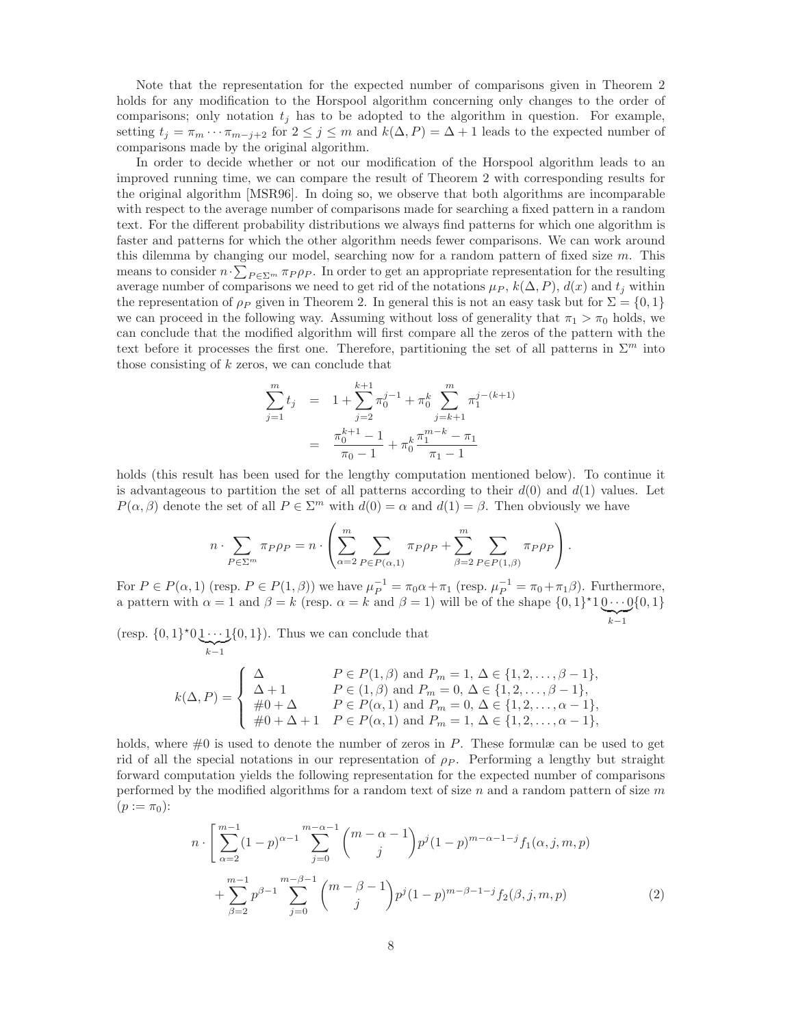Note that the representation for the expected number of comparisons given in Theorem 2 holds for any modification to the Horspool algorithm concerning only changes to the order of comparisons; only notation $t_j$ has to be adopted to the algorithm in question. For example, setting $t_j = \pi_m \cdots \pi_{m-j+2}$ for $2 \le j \le m$ and $k(\Delta, P) = \Delta + 1$ leads to the expected number of comparisons made by the original algorithm.

In order to decide whether or not our modification of the Horspool algorithm leads to an improved running time, we can compare the result of Theorem 2 with corresponding results for the original algorithm [MSR96]. In doing so, we observe that both algorithms are incomparable with respect to the average number of comparisons made for searching a fixed pattern in a random text. For the different probability distributions we always find patterns for which one algorithm is faster and patterns for which the other algorithm needs fewer comparisons. We can work around this dilemma by changing our model, searching now for a random pattern of fixed size $m$. This means to consider $n \cdot \sum_{P \in \Sigma^m} \pi_P \rho_P$. In order to get an appropriate representation for the resulting average number of comparisons we need to get rid of the notations $\mu_P$, $k(\Delta, P)$, $d(x)$ and $t_j$ within the representation of $\rho_P$ given in Theorem 2. In general this is not an easy task but for $\Sigma = \{0, 1\}$ we can proceed in the following way. Assuming without loss of generality that $\pi_1 > \pi_0$ holds, we can conclude that the modified algorithm will first compare all the zeros of the pattern with the text before it processes the first one. Therefore, partitioning the set of all patterns in $\Sigma^m$ into those consisting of $k$ zeros, we can conclude that

$$\begin{aligned}
\sum_{j=1}^{m} t_j &= 1 + \sum_{j=2}^{k+1} \pi_0^{j-1} + \pi_0^k \sum_{j=k+1}^{m} \pi_1^{j-(k+1)} \\
&= \frac{\pi_0^{k+1} - 1}{\pi_0 - 1} + \pi_0^k \frac{\pi_1^{m-k} - \pi_1}{\pi_1 - 1}
\end{aligned}$$

holds (this result has been used for the lengthy computation mentioned below). To continue it is advantageous to partition the set of all patterns according to their $d(0)$ and $d(1)$ values. Let $P(\alpha, \beta)$ denote the set of all $P \in \Sigma^m$ with $d(0) = \alpha$ and $d(1) = \beta$. Then obviously we have

$$n \cdot \sum_{P \in \Sigma^m} \pi_P \rho_P = n \cdot \left( \sum_{\alpha=2}^{m} \sum_{P \in P(\alpha,1)} \pi_P \rho_P + \sum_{\beta=2}^{m} \sum_{P \in P(1,\beta)} \pi_P \rho_P \right).$$

For $P \in P(\alpha, 1)$ (resp. $P \in P(1, \beta)$) we have $\mu_P^{-1} = \pi_0 \alpha + \pi_1$ (resp. $\mu_P^{-1} = \pi_0 + \pi_1 \beta$). Furthermore, a pattern with $\alpha = 1$ and $\beta = k$ (resp. $\alpha = k$ and $\beta = 1$) will be of the shape $\{0,1\}^\star 1 \underbrace{0 \cdots 0}_{k-1} \{0,1\}$ (resp. $\{0,1\}^\star 0 \underbrace{1 \cdots 1}_{k-1} \{0,1\}$). Thus we can conclude that

$$k(\Delta, P) = \begin{cases} \Delta & P \in P(1,\beta) \text{ and } P_m = 1,\ \Delta \in \{1, 2, \ldots, \beta - 1\}, \\ \Delta + 1 & P \in (1,\beta) \text{ and } P_m = 0,\ \Delta \in \{1, 2, \ldots, \beta - 1\}, \\ \#0 + \Delta & P \in P(\alpha, 1) \text{ and } P_m = 0,\ \Delta \in \{1, 2, \ldots, \alpha - 1\}, \\ \#0 + \Delta + 1 & P \in P(\alpha, 1) \text{ and } P_m = 1,\ \Delta \in \{1, 2, \ldots, \alpha - 1\}, \end{cases}$$

holds, where $\#0$ is used to denote the number of zeros in $P$. These formulæ can be used to get rid of all the special notations in our representation of $\rho_P$. Performing a lengthy but straight forward computation yields the following representation for the expected number of comparisons performed by the modified algorithms for a random text of size $n$ and a random pattern of size $m$ ($p := \pi_0$):

$$\begin{aligned}
n \cdot \Bigg[ &\sum_{\alpha=2}^{m-1} (1-p)^{\alpha-1} \sum_{j=0}^{m-\alpha-1} \binom{m-\alpha-1}{j} p^j (1-p)^{m-\alpha-1-j} f_1(\alpha, j, m, p) \\
&+ \sum_{\beta=2}^{m-1} p^{\beta-1} \sum_{j=0}^{m-\beta-1} \binom{m-\beta-1}{j} p^j (1-p)^{m-\beta-1-j} f_2(\beta, j, m, p) \qquad (2)
\end{aligned}$$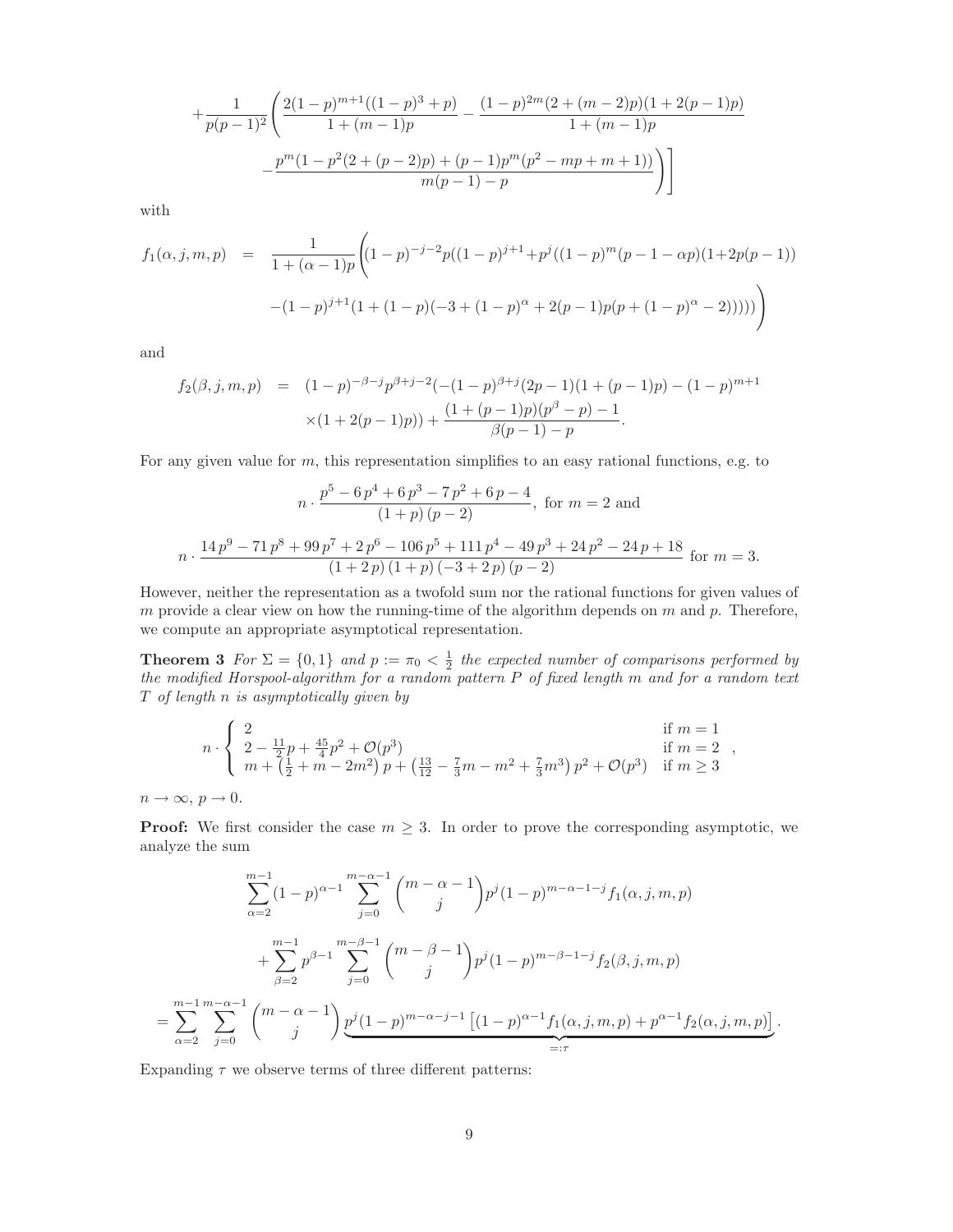$$
+\frac{1}{p(p-1)^2}\Bigg(\frac{2(1-p)^{m+1}((1-p)^3+p)}{1+(m-1)p}-\frac{(1-p)^{2m}(2+(m-2)p)(1+2(p-1)p)}{1+(m-1)p}
$$

$$
-\frac{p^m(1-p^2(2+(p-2)p)+(p-1)p^m(p^2-mp+m+1))}{m(p-1)-p}\Bigg)\Bigg]
$$

with

$$
\begin{aligned}
f_1(\alpha,j,m,p) &= \frac{1}{1+(\alpha-1)p}\Bigg((1-p)^{-j-2}p((1-p)^{j+1}+p^j((1-p)^m(p-1-\alpha p)(1+2p(p-1))\\
&\quad -(1-p)^{j+1}(1+(1-p)(-3+(1-p)^\alpha+2(p-1)p(p+(1-p)^\alpha-2)))))\Bigg)
\end{aligned}
$$

and

$$
\begin{aligned}
f_2(\beta,j,m,p) &= (1-p)^{-\beta-j}p^{\beta+j-2}(-(1-p)^{\beta+j}(2p-1)(1+(p-1)p)-(1-p)^{m+1}\\
&\quad\times(1+2(p-1)p))+\frac{(1+(p-1)p)(p^\beta-p)-1}{\beta(p-1)-p}.
\end{aligned}
$$

For any given value for $m$, this representation simplifies to an easy rational functions, e.g. to

$$
n\cdot\frac{p^5-6p^4+6p^3-7p^2+6p-4}{(1+p)(p-2)},\text{ for } m=2 \text{ and}
$$

$$
n\cdot\frac{14p^9-71p^8+99p^7+2p^6-106p^5+111p^4-49p^3+24p^2-24p+18}{(1+2p)(1+p)(-3+2p)(p-2)}\text{ for } m=3.
$$

However, neither the representation as a twofold sum nor the rational functions for given values of $m$ provide a clear view on how the running-time of the algorithm depends on $m$ and $p$. Therefore, we compute an appropriate asymptotical representation.

**Theorem 3** *For $\Sigma=\{0,1\}$ and $p:=\pi_0<\frac{1}{2}$ the expected number of comparisons performed by the modified Horspool-algorithm for a random pattern $P$ of fixed length $m$ and for a random text $T$ of length $n$ is asymptotically given by*

$$
n\cdot\begin{cases}
2 & \text{if } m=1\\
2-\frac{11}{2}p+\frac{45}{4}p^2+\mathcal{O}(p^3) & \text{if } m=2\\
m+\left(\frac{1}{2}+m-2m^2\right)p+\left(\frac{13}{12}-\frac{7}{3}m-m^2+\frac{7}{3}m^3\right)p^2+\mathcal{O}(p^3) & \text{if } m\geq 3
\end{cases},
$$

$n\to\infty$, $p\to 0$.

**Proof:** We first consider the case $m\geq 3$. In order to prove the corresponding asymptotic, we analyze the sum

$$
\begin{aligned}
&\sum_{\alpha=2}^{m-1}(1-p)^{\alpha-1}\sum_{j=0}^{m-\alpha-1}\binom{m-\alpha-1}{j}p^j(1-p)^{m-\alpha-1-j}f_1(\alpha,j,m,p)\\
&\quad+\sum_{\beta=2}^{m-1}p^{\beta-1}\sum_{j=0}^{m-\beta-1}\binom{m-\beta-1}{j}p^j(1-p)^{m-\beta-1-j}f_2(\beta,j,m,p)\\
&=\sum_{\alpha=2}^{m-1}\sum_{j=0}^{m-\alpha-1}\binom{m-\alpha-1}{j}\underbrace{p^j(1-p)^{m-\alpha-j-1}\left[(1-p)^{\alpha-1}f_1(\alpha,j,m,p)+p^{\alpha-1}f_2(\alpha,j,m,p)\right]}_{=:\tau}.
\end{aligned}
$$

Expanding $\tau$ we observe terms of three different patterns: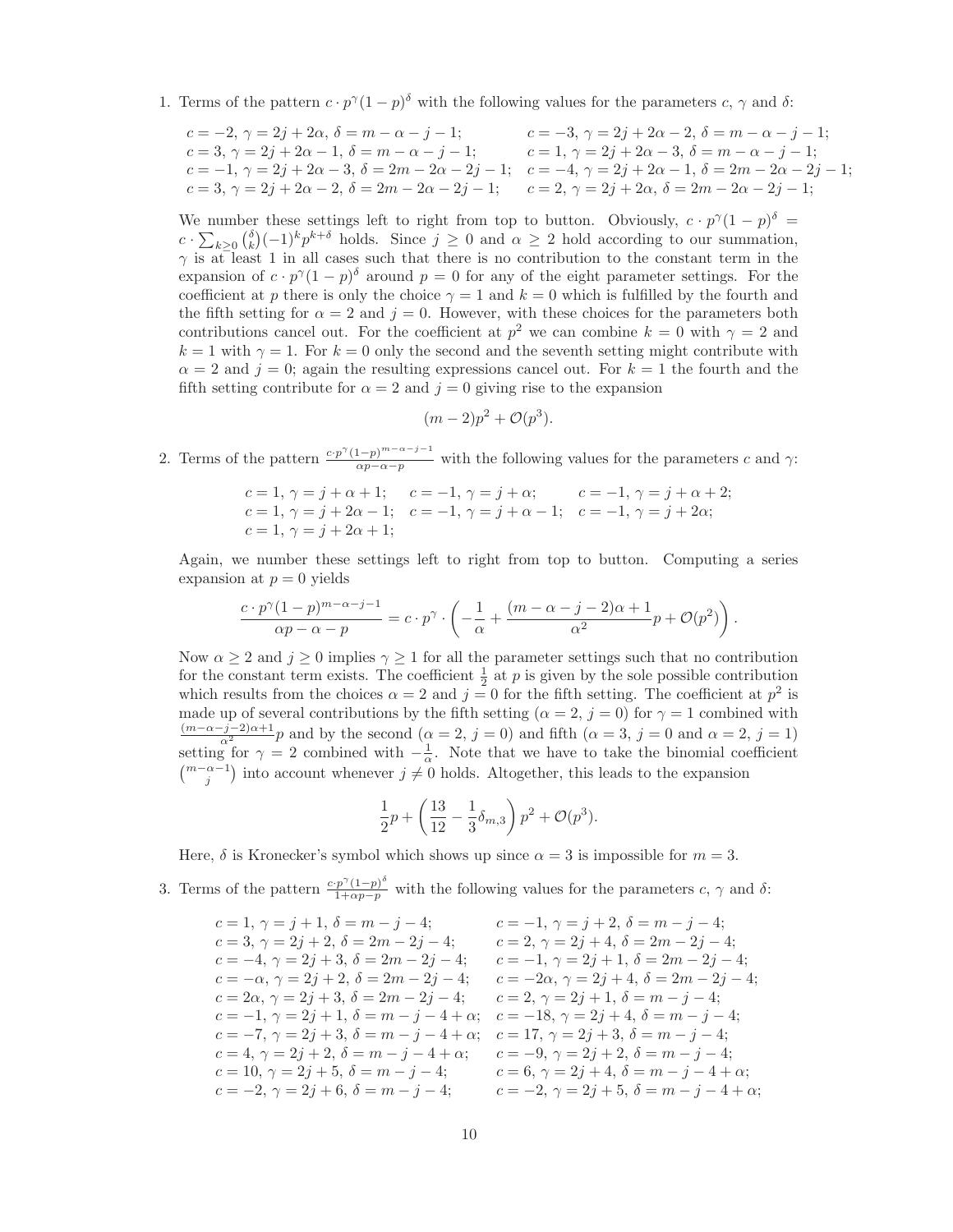1. Terms of the pattern $c \cdot p^\gamma (1-p)^\delta$ with the following values for the parameters $c$, $\gamma$ and $\delta$:

   $c=-2$, $\gamma = 2j+2\alpha$, $\delta = m-\alpha-j-1$; $c=-3$, $\gamma = 2j+2\alpha-2$, $\delta = m-\alpha-j-1$;
   $c=3$, $\gamma = 2j+2\alpha-1$, $\delta = m-\alpha-j-1$; $c=1$, $\gamma = 2j+2\alpha-3$, $\delta = m-\alpha-j-1$;
   $c=-1$, $\gamma = 2j+2\alpha-3$, $\delta = 2m-2\alpha-2j-1$; $c=-4$, $\gamma = 2j+2\alpha-1$, $\delta = 2m-2\alpha-2j-1$;
   $c=3$, $\gamma = 2j+2\alpha-2$, $\delta = 2m-2\alpha-2j-1$; $c=2$, $\gamma = 2j+2\alpha$, $\delta = 2m-2\alpha-2j-1$;

   We number these settings left to right from top to button. Obviously, $c \cdot p^\gamma(1-p)^\delta = c \cdot \sum_{k\geq 0}\binom{\delta}{k}(-1)^k p^{k+\delta}$ holds. Since $j \geq 0$ and $\alpha \geq 2$ hold according to our summation, $\gamma$ is at least 1 in all cases such that there is no contribution to the constant term in the expansion of $c \cdot p^\gamma(1-p)^\delta$ around $p=0$ for any of the eight parameter settings. For the coefficient at $p$ there is only the choice $\gamma = 1$ and $k=0$ which is fulfilled by the fourth and the fifth setting for $\alpha = 2$ and $j=0$. However, with these choices for the parameters both contributions cancel out. For the coefficient at $p^2$ we can combine $k=0$ with $\gamma=2$ and $k=1$ with $\gamma=1$. For $k=0$ only the second and the seventh setting might contribute with $\alpha=2$ and $j=0$; again the resulting expressions cancel out. For $k=1$ the fourth and the fifth setting contribute for $\alpha=2$ and $j=0$ giving rise to the expansion

   $$(m-2)p^2 + \mathcal{O}(p^3).$$

2. Terms of the pattern $\frac{c \cdot p^\gamma (1-p)^{m-\alpha-j-1}}{\alpha p - \alpha - p}$ with the following values for the parameters $c$ and $\gamma$:

   $c=1$, $\gamma = j+\alpha+1$; $c=-1$, $\gamma = j+\alpha$; $c=-1$, $\gamma = j+\alpha+2$;
   $c=1$, $\gamma = j+2\alpha-1$; $c=-1$, $\gamma = j+\alpha-1$; $c=-1$, $\gamma = j+2\alpha$;
   $c=1$, $\gamma = j+2\alpha+1$;

   Again, we number these settings left to right from top to button. Computing a series expansion at $p=0$ yields

   $$\frac{c \cdot p^\gamma (1-p)^{m-\alpha-j-1}}{\alpha p - \alpha - p} = c \cdot p^\gamma \cdot \left(-\frac{1}{\alpha} + \frac{(m-\alpha-j-2)\alpha+1}{\alpha^2}p + \mathcal{O}(p^2)\right).$$

   Now $\alpha \geq 2$ and $j \geq 0$ implies $\gamma \geq 1$ for all the parameter settings such that no contribution for the constant term exists. The coefficient $\frac{1}{2}$ at $p$ is given by the sole possible contribution which results from the choices $\alpha=2$ and $j=0$ for the fifth setting. The coefficient at $p^2$ is made up of several contributions by the fifth setting ($\alpha=2$, $j=0$) for $\gamma=1$ combined with $\frac{(m-\alpha-j-2)\alpha+1}{\alpha^2}p$ and by the second ($\alpha=2$, $j=0$) and fifth ($\alpha=3$, $j=0$ and $\alpha=2$, $j=1$) setting for $\gamma=2$ combined with $-\frac{1}{\alpha}$. Note that we have to take the binomial coefficient $\binom{m-\alpha-1}{j}$ into account whenever $j \neq 0$ holds. Altogether, this leads to the expansion

   $$\frac{1}{2}p + \left(\frac{13}{12} - \frac{1}{3}\delta_{m,3}\right)p^2 + \mathcal{O}(p^3).$$

   Here, $\delta$ is Kronecker's symbol which shows up since $\alpha=3$ is impossible for $m=3$.

3. Terms of the pattern $\frac{c \cdot p^\gamma (1-p)^\delta}{1+\alpha p - p}$ with the following values for the parameters $c$, $\gamma$ and $\delta$:

   $c=1$, $\gamma = j+1$, $\delta = m-j-4$; $c=-1$, $\gamma = j+2$, $\delta = m-j-4$;
   $c=3$, $\gamma = 2j+2$, $\delta = 2m-2j-4$; $c=2$, $\gamma = 2j+4$, $\delta = 2m-2j-4$;
   $c=-4$, $\gamma = 2j+3$, $\delta = 2m-2j-4$; $c=-1$, $\gamma = 2j+1$, $\delta = 2m-2j-4$;
   $c=-\alpha$, $\gamma = 2j+2$, $\delta = 2m-2j-4$; $c=-2\alpha$, $\gamma = 2j+4$, $\delta = 2m-2j-4$;
   $c=2\alpha$, $\gamma = 2j+3$, $\delta = 2m-2j-4$; $c=2$, $\gamma = 2j+1$, $\delta = m-j-4$;
   $c=-1$, $\gamma = 2j+1$, $\delta = m-j-4+\alpha$; $c=-18$, $\gamma = 2j+4$, $\delta = m-j-4$;
   $c=-7$, $\gamma = 2j+3$, $\delta = m-j-4+\alpha$; $c=17$, $\gamma = 2j+3$, $\delta = m-j-4$;
   $c=4$, $\gamma = 2j+2$, $\delta = m-j-4+\alpha$; $c=-9$, $\gamma = 2j+2$, $\delta = m-j-4$;
   $c=10$, $\gamma = 2j+5$, $\delta = m-j-4$; $c=6$, $\gamma = 2j+4$, $\delta = m-j-4+\alpha$;
   $c=-2$, $\gamma = 2j+6$, $\delta = m-j-4$; $c=-2$, $\gamma = 2j+5$, $\delta = m-j-4+\alpha$;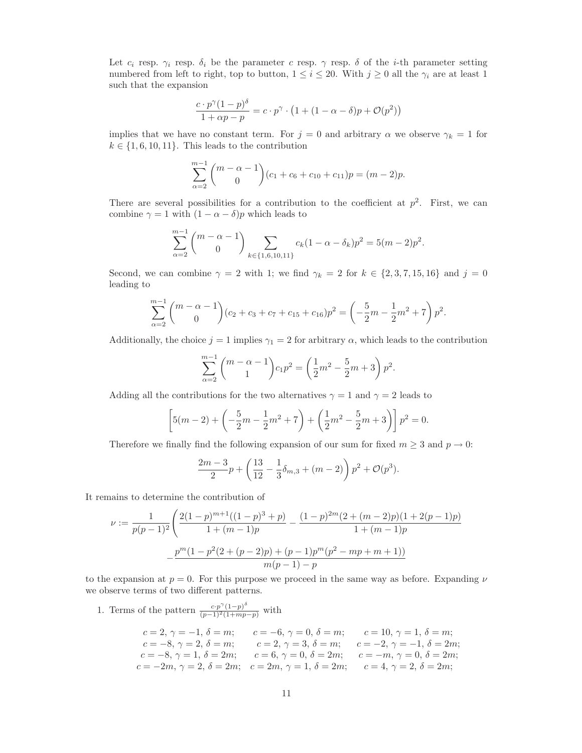Let $c_i$ resp. $\gamma_i$ resp. $\delta_i$ be the parameter $c$ resp. $\gamma$ resp. $\delta$ of the $i$-th parameter setting numbered from left to right, top to button, $1 \le i \le 20$. With $j \ge 0$ all the $\gamma_i$ are at least 1 such that the expansion

$$\frac{c \cdot p^{\gamma}(1-p)^{\delta}}{1+\alpha p - p} = c \cdot p^{\gamma} \cdot \left(1 + (1-\alpha-\delta)p + \mathcal{O}(p^2)\right)$$

implies that we have no constant term. For $j = 0$ and arbitrary $\alpha$ we observe $\gamma_k = 1$ for $k \in \{1, 6, 10, 11\}$. This leads to the contribution

$$\sum_{\alpha=2}^{m-1} \binom{m-\alpha-1}{0}(c_1 + c_6 + c_{10} + c_{11})p = (m-2)p.$$

There are several possibilities for a contribution to the coefficient at $p^2$. First, we can combine $\gamma = 1$ with $(1-\alpha-\delta)p$ which leads to

$$\sum_{\alpha=2}^{m-1} \binom{m-\alpha-1}{0} \sum_{k \in \{1,6,10,11\}} c_k(1-\alpha-\delta_k)p^2 = 5(m-2)p^2.$$

Second, we can combine $\gamma = 2$ with 1; we find $\gamma_k = 2$ for $k \in \{2, 3, 7, 15, 16\}$ and $j = 0$ leading to

$$\sum_{\alpha=2}^{m-1} \binom{m-\alpha-1}{0}(c_2 + c_3 + c_7 + c_{15} + c_{16})p^2 = \left(-\frac{5}{2}m - \frac{1}{2}m^2 + 7\right)p^2.$$

Additionally, the choice $j = 1$ implies $\gamma_1 = 2$ for arbitrary $\alpha$, which leads to the contribution

$$\sum_{\alpha=2}^{m-1} \binom{m-\alpha-1}{1} c_1 p^2 = \left(\frac{1}{2}m^2 - \frac{5}{2}m + 3\right)p^2.$$

Adding all the contributions for the two alternatives $\gamma = 1$ and $\gamma = 2$ leads to

$$\left[5(m-2) + \left(-\frac{5}{2}m - \frac{1}{2}m^2 + 7\right) + \left(\frac{1}{2}m^2 - \frac{5}{2}m + 3\right)\right]p^2 = 0.$$

Therefore we finally find the following expansion of our sum for fixed $m \ge 3$ and $p \to 0$:

$$\frac{2m-3}{2}p + \left(\frac{13}{12} - \frac{1}{3}\delta_{m,3} + (m-2)\right)p^2 + \mathcal{O}(p^3).$$

It remains to determine the contribution of

$$\nu := \frac{1}{p(p-1)^2}\Bigg(\frac{2(1-p)^{m+1}((1-p)^3+p)}{1+(m-1)p} - \frac{(1-p)^{2m}(2+(m-2)p)(1+2(p-1)p)}{1+(m-1)p}$$
$$- \frac{p^m(1-p^2(2+(p-2)p) + (p-1)p^m(p^2-mp+m+1))}{m(p-1)-p}$$

to the expansion at $p = 0$. For this purpose we proceed in the same way as before. Expanding $\nu$ we observe terms of two different patterns.

1. Terms of the pattern $\frac{c \cdot p^{\gamma}(1-p)^{\delta}}{(p-1)^2(1+mp-p)}$ with

$$\begin{array}{ccc}
c = 2,\ \gamma = -1,\ \delta = m; & c = -6,\ \gamma = 0,\ \delta = m; & c = 10,\ \gamma = 1,\ \delta = m; \\
c = -8,\ \gamma = 2,\ \delta = m; & c = 2,\ \gamma = 3,\ \delta = m; & c = -2,\ \gamma = -1,\ \delta = 2m; \\
c = -8,\ \gamma = 1,\ \delta = 2m; & c = 6,\ \gamma = 0,\ \delta = 2m; & c = -m,\ \gamma = 0,\ \delta = 2m; \\
c = -2m,\ \gamma = 2,\ \delta = 2m; & c = 2m,\ \gamma = 1,\ \delta = 2m; & c = 4,\ \gamma = 2,\ \delta = 2m;
\end{array}$$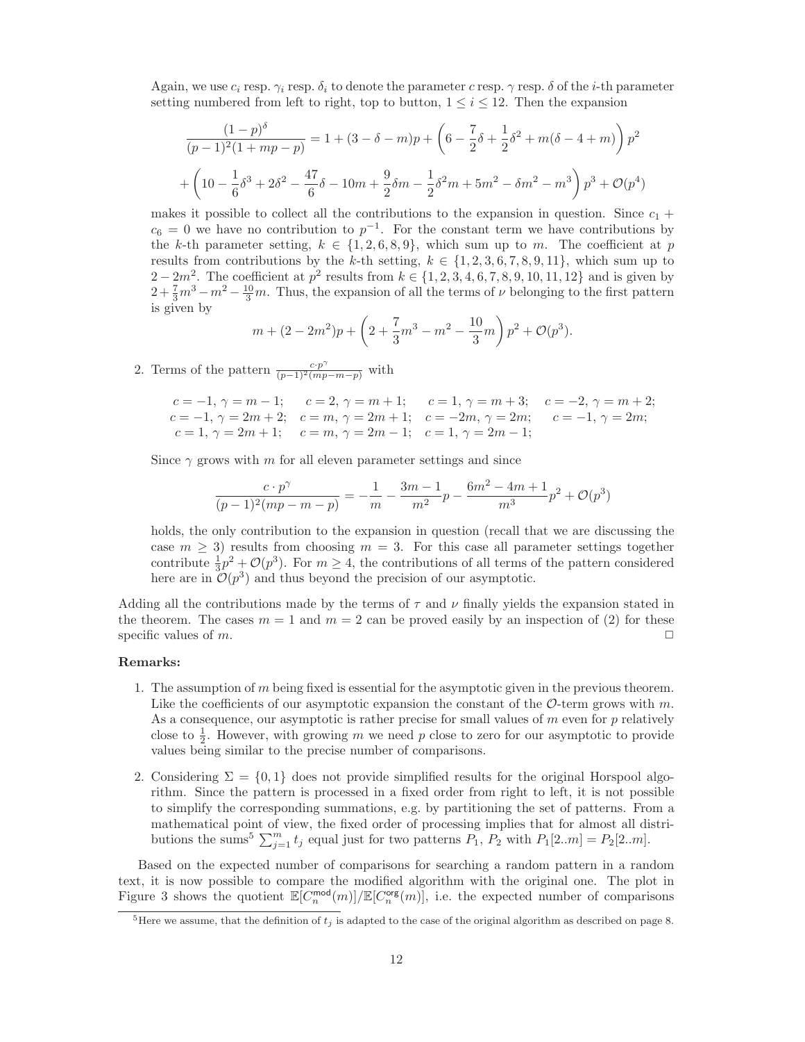Again, we use $c_i$ resp. $\gamma_i$ resp. $\delta_i$ to denote the parameter $c$ resp. $\gamma$ resp. $\delta$ of the $i$-th parameter setting numbered from left to right, top to button, $1 \le i \le 12$. Then the expansion

$$\frac{(1-p)^\delta}{(p-1)^2(1+mp-p)} = 1 + (3-\delta-m)p + \left(6 - \frac{7}{2}\delta + \frac{1}{2}\delta^2 + m(\delta - 4 + m)\right)p^2$$

$$+ \left(10 - \frac{1}{6}\delta^3 + 2\delta^2 - \frac{47}{6}\delta - 10m + \frac{9}{2}\delta m - \frac{1}{2}\delta^2 m + 5m^2 - \delta m^2 - m^3\right)p^3 + \mathcal{O}(p^4)$$

makes it possible to collect all the contributions to the expansion in question. Since $c_1 + c_6 = 0$ we have no contribution to $p^{-1}$. For the constant term we have contributions by the $k$-th parameter setting, $k \in \{1, 2, 6, 8, 9\}$, which sum up to $m$. The coefficient at $p$ results from contributions by the $k$-th setting, $k \in \{1, 2, 3, 6, 7, 8, 9, 11\}$, which sum up to $2 - 2m^2$. The coefficient at $p^2$ results from $k \in \{1, 2, 3, 4, 6, 7, 8, 9, 10, 11, 12\}$ and is given by $2 + \frac{7}{3}m^3 - m^2 - \frac{10}{3}m$. Thus, the expansion of all the terms of $\nu$ belonging to the first pattern is given by

$$m + (2 - 2m^2)p + \left(2 + \frac{7}{3}m^3 - m^2 - \frac{10}{3}m\right)p^2 + \mathcal{O}(p^3).$$

2. Terms of the pattern $\frac{c \cdot p^\gamma}{(p-1)^2(mp-m-p)}$ with

$c = -1,\ \gamma = m-1;\quad c = 2,\ \gamma = m+1;\quad c = 1,\ \gamma = m+3;\quad c = -2,\ \gamma = m+2;$
$c = -1,\ \gamma = 2m+2;\quad c = m,\ \gamma = 2m+1;\quad c = -2m,\ \gamma = 2m;\quad c = -1,\ \gamma = 2m;$
$c = 1,\ \gamma = 2m+1;\quad c = m,\ \gamma = 2m-1;\quad c = 1,\ \gamma = 2m-1;$

Since $\gamma$ grows with $m$ for all eleven parameter settings and since

$$\frac{c \cdot p^\gamma}{(p-1)^2(mp-m-p)} = -\frac{1}{m} - \frac{3m-1}{m^2}p - \frac{6m^2-4m+1}{m^3}p^2 + \mathcal{O}(p^3)$$

holds, the only contribution to the expansion in question (recall that we are discussing the case $m \ge 3$) results from choosing $m = 3$. For this case all parameter settings together contribute $\frac{1}{3}p^2 + \mathcal{O}(p^3)$. For $m \ge 4$, the contributions of all terms of the pattern considered here are in $\mathcal{O}(p^3)$ and thus beyond the precision of our asymptotic.

Adding all the contributions made by the terms of $\tau$ and $\nu$ finally yields the expansion stated in the theorem. The cases $m = 1$ and $m = 2$ can be proved easily by an inspection of (2) for these specific values of $m$. □

**Remarks:**

1. The assumption of $m$ being fixed is essential for the asymptotic given in the previous theorem. Like the coefficients of our asymptotic expansion the constant of the $\mathcal{O}$-term grows with $m$. As a consequence, our asymptotic is rather precise for small values of $m$ even for $p$ relatively close to $\frac{1}{2}$. However, with growing $m$ we need $p$ close to zero for our asymptotic to provide values being similar to the precise number of comparisons.

2. Considering $\Sigma = \{0, 1\}$ does not provide simplified results for the original Horspool algorithm. Since the pattern is processed in a fixed order from right to left, it is not possible to simplify the corresponding summations, e.g. by partitioning the set of patterns. From a mathematical point of view, the fixed order of processing implies that for almost all distributions the sums[5] $\sum_{j=1}^{m} t_j$ equal just for two patterns $P_1$, $P_2$ with $P_1[2..m] = P_2[2..m]$.

Based on the expected number of comparisons for searching a random pattern in a random text, it is now possible to compare the modified algorithm with the original one. The plot in Figure 3 shows the quotient $\mathbb{E}[C_n^{\mathsf{mod}}(m)]/\mathbb{E}[C_n^{\mathsf{org}}(m)]$, i.e. the expected number of comparisons

[5] Here we assume, that the definition of $t_j$ is adapted to the case of the original algorithm as described on page 8.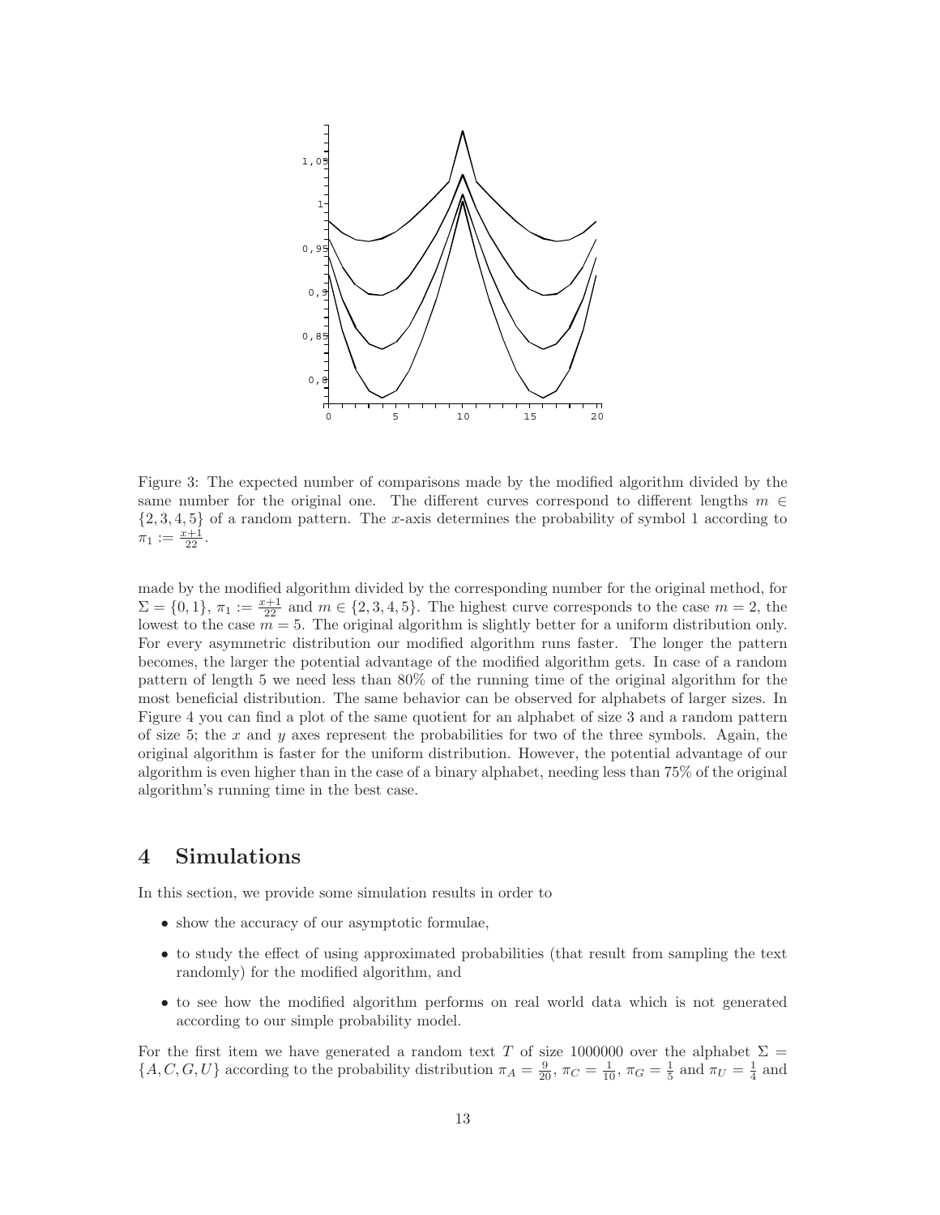Figure 3: The expected number of comparisons made by the modified algorithm divided by the same number for the original one. The different curves correspond to different lengths $m \in \{2, 3, 4, 5\}$ of a random pattern. The $x$-axis determines the probability of symbol 1 according to $\pi_1 := \frac{x+1}{22}$.

made by the modified algorithm divided by the corresponding number for the original method, for $\Sigma = \{0, 1\}$, $\pi_1 := \frac{x+1}{22}$ and $m \in \{2, 3, 4, 5\}$. The highest curve corresponds to the case $m = 2$, the lowest to the case $m = 5$. The original algorithm is slightly better for a uniform distribution only. For every asymmetric distribution our modified algorithm runs faster. The longer the pattern becomes, the larger the potential advantage of the modified algorithm gets. In case of a random pattern of length 5 we need less than 80% of the running time of the original algorithm for the most beneficial distribution. The same behavior can be observed for alphabets of larger sizes. In Figure 4 you can find a plot of the same quotient for an alphabet of size 3 and a random pattern of size 5; the $x$ and $y$ axes represent the probabilities for two of the three symbols. Again, the original algorithm is faster for the uniform distribution. However, the potential advantage of our algorithm is even higher than in the case of a binary alphabet, needing less than 75% of the original algorithm's running time in the best case.

## 4 Simulations

In this section, we provide some simulation results in order to

- show the accuracy of our asymptotic formulae,
- to study the effect of using approximated probabilities (that result from sampling the text randomly) for the modified algorithm, and
- to see how the modified algorithm performs on real world data which is not generated according to our simple probability model.

For the first item we have generated a random text $T$ of size 1000000 over the alphabet $\Sigma = \{A, C, G, U\}$ according to the probability distribution $\pi_A = \frac{9}{20}$, $\pi_C = \frac{1}{10}$, $\pi_G = \frac{1}{5}$ and $\pi_U = \frac{1}{4}$ and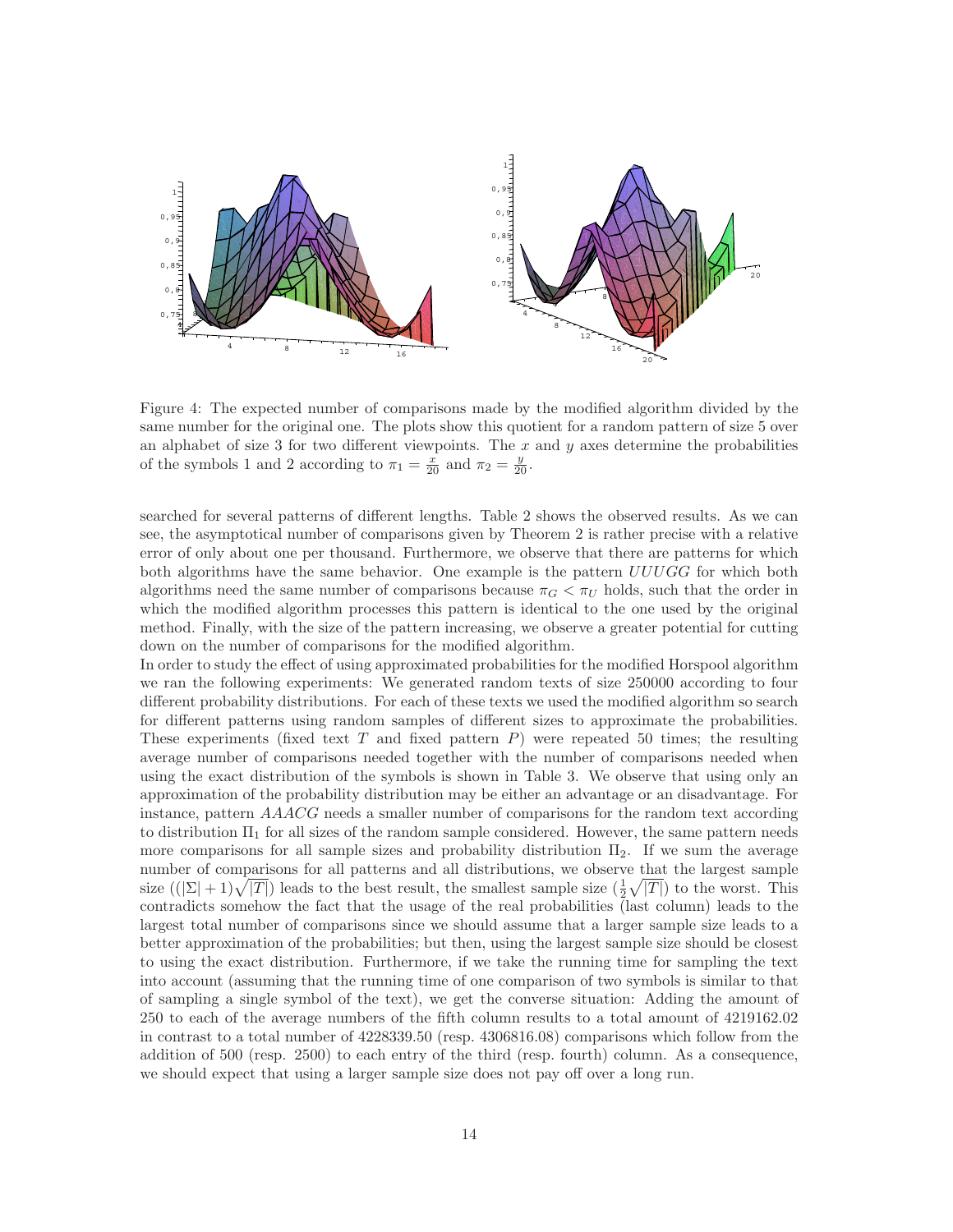Figure 4: The expected number of comparisons made by the modified algorithm divided by the same number for the original one. The plots show this quotient for a random pattern of size 5 over an alphabet of size 3 for two different viewpoints. The $x$ and $y$ axes determine the probabilities of the symbols 1 and 2 according to $\pi_1 = \frac{x}{20}$ and $\pi_2 = \frac{y}{20}$.

searched for several patterns of different lengths. Table 2 shows the observed results. As we can see, the asymptotical number of comparisons given by Theorem 2 is rather precise with a relative error of only about one per thousand. Furthermore, we observe that there are patterns for which both algorithms have the same behavior. One example is the pattern $UUUGG$ for which both algorithms need the same number of comparisons because $\pi_G < \pi_U$ holds, such that the order in which the modified algorithm processes this pattern is identical to the one used by the original method. Finally, with the size of the pattern increasing, we observe a greater potential for cutting down on the number of comparisons for the modified algorithm.

In order to study the effect of using approximated probabilities for the modified Horspool algorithm we ran the following experiments: We generated random texts of size 250000 according to four different probability distributions. For each of these texts we used the modified algorithm so search for different patterns using random samples of different sizes to approximate the probabilities. These experiments (fixed text $T$ and fixed pattern $P$) were repeated 50 times; the resulting average number of comparisons needed together with the number of comparisons needed when using the exact distribution of the symbols is shown in Table 3. We observe that using only an approximation of the probability distribution may be either an advantage or an disadvantage. For instance, pattern $AAACG$ needs a smaller number of comparisons for the random text according to distribution $\Pi_1$ for all sizes of the random sample considered. However, the same pattern needs more comparisons for all sample sizes and probability distribution $\Pi_2$. If we sum the average number of comparisons for all patterns and all distributions, we observe that the largest sample size ($(|\Sigma|+1)\sqrt{|T|}$) leads to the best result, the smallest sample size ($\frac{1}{2}\sqrt{|T|}$) to the worst. This contradicts somehow the fact that the usage of the real probabilities (last column) leads to the largest total number of comparisons since we should assume that a larger sample size leads to a better approximation of the probabilities; but then, using the largest sample size should be closest to using the exact distribution. Furthermore, if we take the running time for sampling the text into account (assuming that the running time of one comparison of two symbols is similar to that of sampling a single symbol of the text), we get the converse situation: Adding the amount of 250 to each of the average numbers of the fifth column results to a total amount of 4219162.02 in contrast to a total number of 4228339.50 (resp. 4306816.08) comparisons which follow from the addition of 500 (resp. 2500) to each entry of the third (resp. fourth) column. As a consequence, we should expect that using a larger sample size does not pay off over a long run.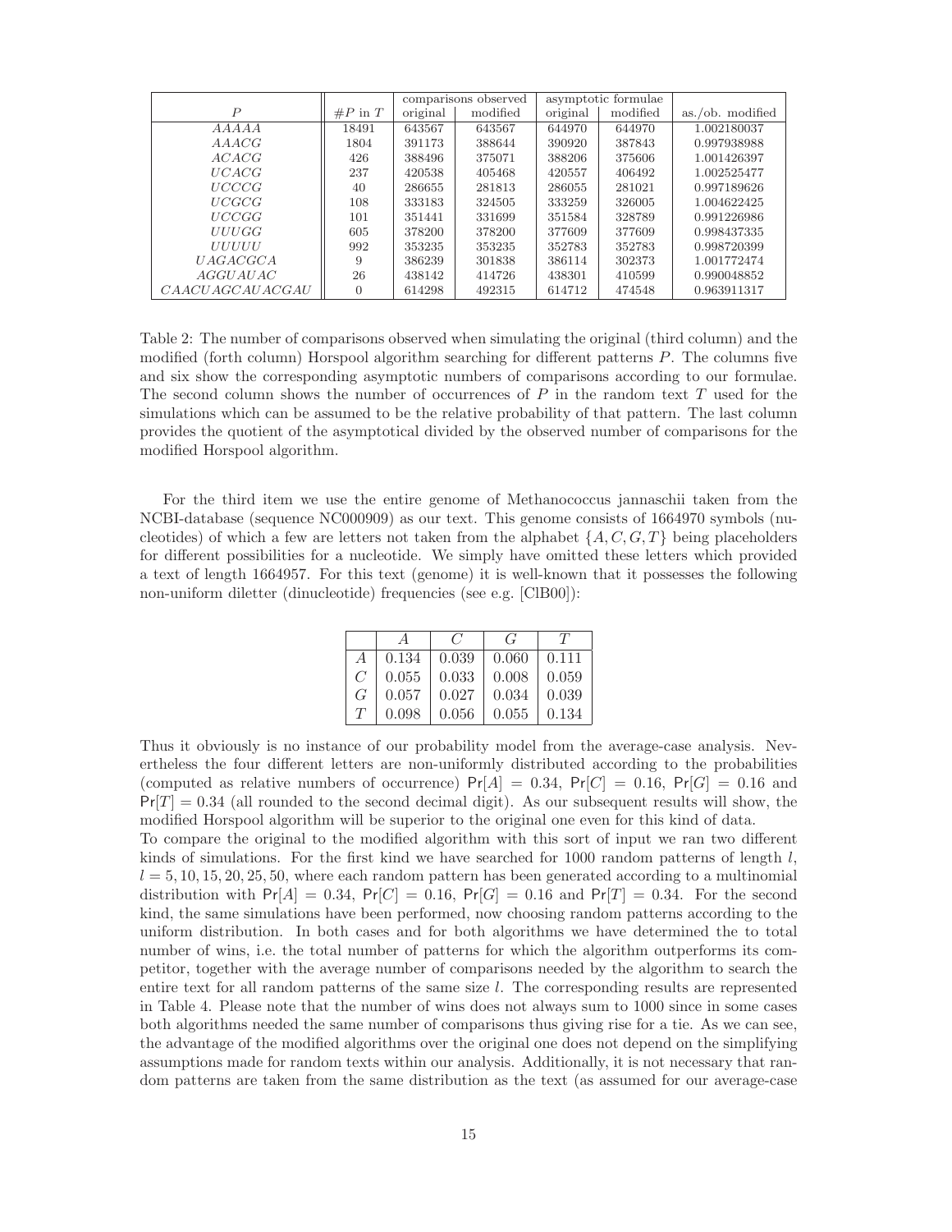| $P$ | $\#P$ in $T$ | comparisons observed | | asymptotic formulae | | |
|---|---|---|---|---|---|---|
| | | original | modified | original | modified | as./ob. modified |
| $AAAAA$ | 18491 | 643567 | 643567 | 644970 | 644970 | 1.002180037 |
| $AAACG$ | 1804 | 391173 | 388644 | 390920 | 387843 | 0.997938988 |
| $ACACG$ | 426 | 388496 | 375071 | 388206 | 375606 | 1.001426397 |
| $UCACG$ | 237 | 420538 | 405468 | 420557 | 406492 | 1.002525477 |
| $UCCCG$ | 40 | 286655 | 281813 | 286055 | 281021 | 0.997189626 |
| $UCGCG$ | 108 | 333183 | 324505 | 333259 | 326005 | 1.004622425 |
| $UCCGG$ | 101 | 351441 | 331699 | 351584 | 328789 | 0.991226986 |
| $UUUGG$ | 605 | 378200 | 378200 | 377609 | 377609 | 0.998437335 |
| $UUUUU$ | 992 | 353235 | 353235 | 352783 | 352783 | 0.998720399 |
| $UAGACGCA$ | 9 | 386239 | 301838 | 386114 | 302373 | 1.001772474 |
| $AGGUAUAC$ | 26 | 438142 | 414726 | 438301 | 410599 | 0.990048852 |
| $CAACUAGCAUACGAU$ | 0 | 614298 | 492315 | 614712 | 474548 | 0.963911317 |

Table 2: The number of comparisons observed when simulating the original (third column) and the modified (forth column) Horspool algorithm searching for different patterns $P$. The columns five and six show the corresponding asymptotic numbers of comparisons according to our formulae. The second column shows the number of occurrences of $P$ in the random text $T$ used for the simulations which can be assumed to be the relative probability of that pattern. The last column provides the quotient of the asymptotical divided by the observed number of comparisons for the modified Horspool algorithm.

For the third item we use the entire genome of Methanococcus jannaschii taken from the NCBI-database (sequence NC000909) as our text. This genome consists of 1664970 symbols (nucleotides) of which a few are letters not taken from the alphabet $\{A, C, G, T\}$ being placeholders for different possibilities for a nucleotide. We simply have omitted these letters which provided a text of length 1664957. For this text (genome) it is well-known that it possesses the following non-uniform diletter (dinucleotide) frequencies (see e.g. [ClB00]):

| | $A$ | $C$ | $G$ | $T$ |
|---|---|---|---|---|
| $A$ | 0.134 | 0.039 | 0.060 | 0.111 |
| $C$ | 0.055 | 0.033 | 0.008 | 0.059 |
| $G$ | 0.057 | 0.027 | 0.034 | 0.039 |
| $T$ | 0.098 | 0.056 | 0.055 | 0.134 |

Thus it obviously is no instance of our probability model from the average-case analysis. Nevertheless the four different letters are non-uniformly distributed according to the probabilities (computed as relative numbers of occurrence) $\Pr[A] = 0.34$, $\Pr[C] = 0.16$, $\Pr[G] = 0.16$ and $\Pr[T] = 0.34$ (all rounded to the second decimal digit). As our subsequent results will show, the modified Horspool algorithm will be superior to the original one even for this kind of data.
To compare the original to the modified algorithm with this sort of input we ran two different kinds of simulations. For the first kind we have searched for 1000 random patterns of length $l$, $l = 5, 10, 15, 20, 25, 50$, where each random pattern has been generated according to a multinomial distribution with $\Pr[A] = 0.34$, $\Pr[C] = 0.16$, $\Pr[G] = 0.16$ and $\Pr[T] = 0.34$. For the second kind, the same simulations have been performed, now choosing random patterns according to the uniform distribution. In both cases and for both algorithms we have determined the to total number of wins, i.e. the total number of patterns for which the algorithm outperforms its competitor, together with the average number of comparisons needed by the algorithm to search the entire text for all random patterns of the same size $l$. The corresponding results are represented in Table 4. Please note that the number of wins does not always sum to 1000 since in some cases both algorithms needed the same number of comparisons thus giving rise for a tie. As we can see, the advantage of the modified algorithms over the original one does not depend on the simplifying assumptions made for random texts within our analysis. Additionally, it is not necessary that random patterns are taken from the same distribution as the text (as assumed for our average-case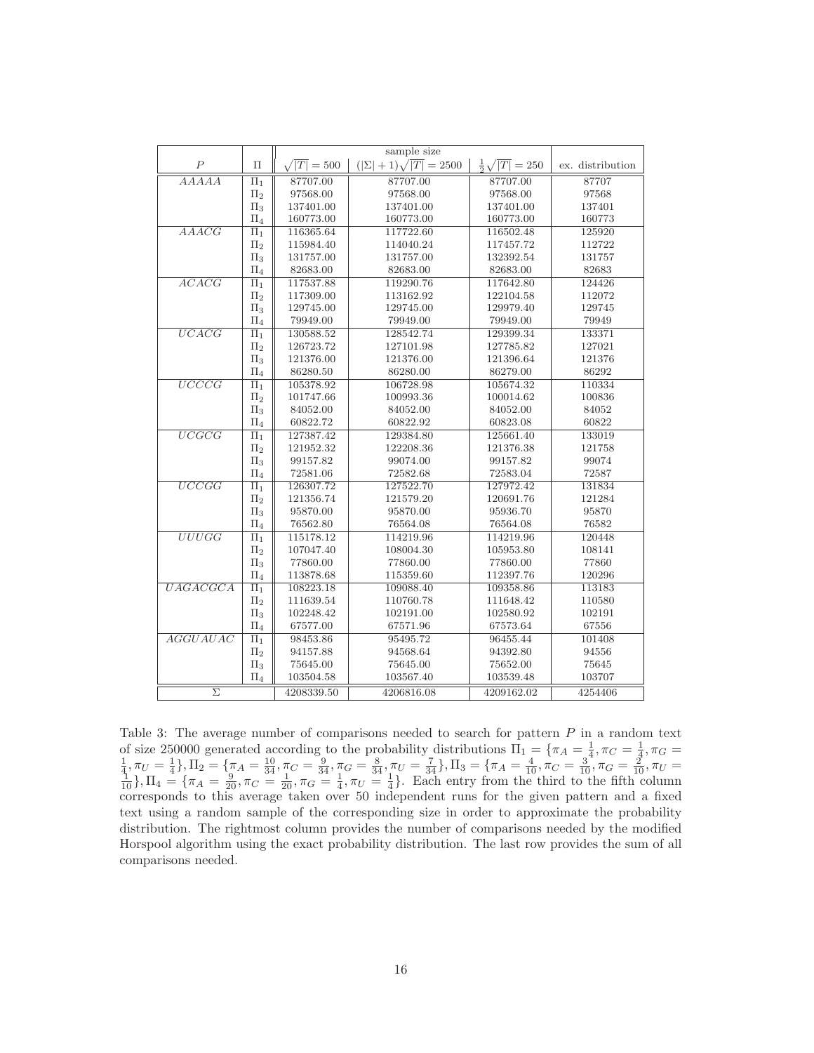| | | sample size | | | |
|---|---|---|---|---|---|
| $P$ | $\Pi$ | $\sqrt{\lvert T\rvert} = 500$ | $(\lvert\Sigma\rvert + 1)\sqrt{\lvert T\rvert} = 2500$ | $\frac{1}{2}\sqrt{\lvert T\rvert} = 250$ | ex. distribution |
| $AAAAA$ | $\Pi_1$ | 87707.00 | 87707.00 | 87707.00 | 87707 |
| | $\Pi_2$ | 97568.00 | 97568.00 | 97568.00 | 97568 |
| | $\Pi_3$ | 137401.00 | 137401.00 | 137401.00 | 137401 |
| | $\Pi_4$ | 160773.00 | 160773.00 | 160773.00 | 160773 |
| $AAACG$ | $\Pi_1$ | 116365.64 | 117722.60 | 116502.48 | 125920 |
| | $\Pi_2$ | 115984.40 | 114040.24 | 117457.72 | 112722 |
| | $\Pi_3$ | 131757.00 | 131757.00 | 132392.54 | 131757 |
| | $\Pi_4$ | 82683.00 | 82683.00 | 82683.00 | 82683 |
| $ACACG$ | $\Pi_1$ | 117537.88 | 119290.76 | 117642.80 | 124426 |
| | $\Pi_2$ | 117309.00 | 113162.92 | 122104.58 | 112072 |
| | $\Pi_3$ | 129745.00 | 129745.00 | 129979.40 | 129745 |
| | $\Pi_4$ | 79949.00 | 79949.00 | 79949.00 | 79949 |
| $UCACG$ | $\Pi_1$ | 130588.52 | 128542.74 | 129399.34 | 133371 |
| | $\Pi_2$ | 126723.72 | 127101.98 | 127785.82 | 127021 |
| | $\Pi_3$ | 121376.00 | 121376.00 | 121396.64 | 121376 |
| | $\Pi_4$ | 86280.50 | 86280.00 | 86279.00 | 86292 |
| $UCCCG$ | $\Pi_1$ | 105378.92 | 106728.98 | 105674.32 | 110334 |
| | $\Pi_2$ | 101747.66 | 100993.36 | 100014.62 | 100836 |
| | $\Pi_3$ | 84052.00 | 84052.00 | 84052.00 | 84052 |
| | $\Pi_4$ | 60822.72 | 60822.92 | 60823.08 | 60822 |
| $UCGCG$ | $\Pi_1$ | 127387.42 | 129384.80 | 125661.40 | 133019 |
| | $\Pi_2$ | 121952.32 | 122208.36 | 121376.38 | 121758 |
| | $\Pi_3$ | 99157.82 | 99074.00 | 99157.82 | 99074 |
| | $\Pi_4$ | 72581.06 | 72582.68 | 72583.04 | 72587 |
| $UCCGG$ | $\Pi_1$ | 126307.72 | 127522.70 | 127972.42 | 131834 |
| | $\Pi_2$ | 121356.74 | 121579.20 | 120691.76 | 121284 |
| | $\Pi_3$ | 95870.00 | 95870.00 | 95936.70 | 95870 |
| | $\Pi_4$ | 76562.80 | 76564.08 | 76564.08 | 76582 |
| $UUUGG$ | $\Pi_1$ | 115178.12 | 114219.96 | 114219.96 | 120448 |
| | $\Pi_2$ | 107047.40 | 108004.30 | 105953.80 | 108141 |
| | $\Pi_3$ | 77860.00 | 77860.00 | 77860.00 | 77860 |
| | $\Pi_4$ | 113878.68 | 115359.60 | 112397.76 | 120296 |
| $UAGACGCA$ | $\Pi_1$ | 108223.18 | 109088.40 | 109358.86 | 113183 |
| | $\Pi_2$ | 111639.54 | 110760.78 | 111648.42 | 110580 |
| | $\Pi_3$ | 102248.42 | 102191.00 | 102580.92 | 102191 |
| | $\Pi_4$ | 67577.00 | 67571.96 | 67573.64 | 67556 |
| $AGGUAUAC$ | $\Pi_1$ | 98453.86 | 95495.72 | 96455.44 | 101408 |
| | $\Pi_2$ | 94157.88 | 94568.64 | 94392.80 | 94556 |
| | $\Pi_3$ | 75645.00 | 75645.00 | 75652.00 | 75645 |
| | $\Pi_4$ | 103504.58 | 103567.40 | 103539.48 | 103707 |
| $\Sigma$ | | 4208339.50 | 4206816.08 | 4209162.02 | 4254406 |

Table 3: The average number of comparisons needed to search for pattern $P$ in a random text of size 250000 generated according to the probability distributions $\Pi_1 = \{\pi_A = \frac{1}{4}, \pi_C = \frac{1}{4}, \pi_G = \frac{1}{4}, \pi_U = \frac{1}{4}\}, \Pi_2 = \{\pi_A = \frac{10}{34}, \pi_C = \frac{9}{34}, \pi_G = \frac{8}{34}, \pi_U = \frac{7}{34}\}, \Pi_3 = \{\pi_A = \frac{4}{10}, \pi_C = \frac{3}{10}, \pi_G = \frac{2}{10}, \pi_U = \frac{1}{10}\}, \Pi_4 = \{\pi_A = \frac{9}{20}, \pi_C = \frac{1}{20}, \pi_G = \frac{1}{4}, \pi_U = \frac{1}{4}\}$. Each entry from the third to the fifth column corresponds to this average taken over 50 independent runs for the given pattern and a fixed text using a random sample of the corresponding size in order to approximate the probability distribution. The rightmost column provides the number of comparisons needed by the modified Horspool algorithm using the exact probability distribution. The last row provides the sum of all comparisons needed.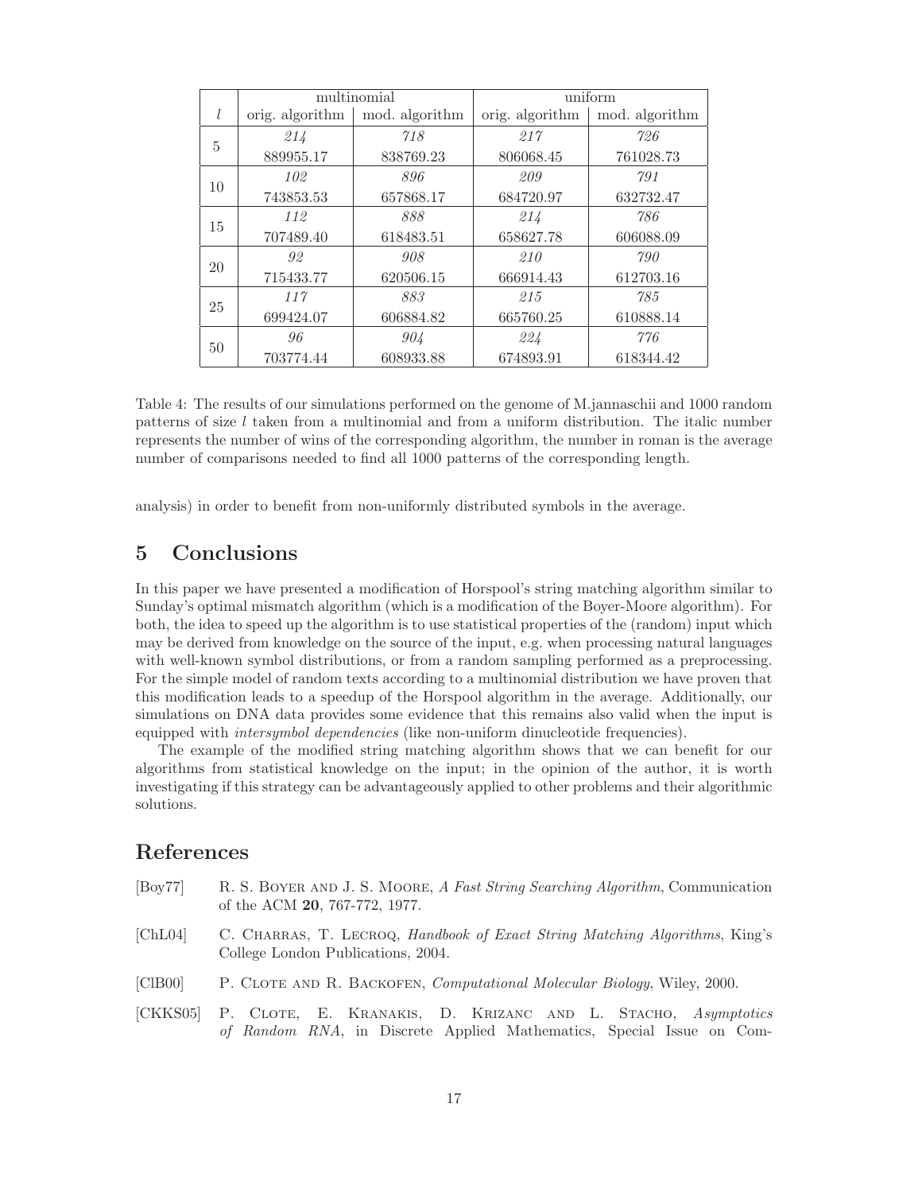| $l$ | multinomial | | uniform | |
|---|---|---|---|---|
| | orig. algorithm | mod. algorithm | orig. algorithm | mod. algorithm |
| 5 | *214* | *718* | *217* | *726* |
| | 889955.17 | 838769.23 | 806068.45 | 761028.73 |
| 10 | *102* | *896* | *209* | *791* |
| | 743853.53 | 657868.17 | 684720.97 | 632732.47 |
| 15 | *112* | *888* | *214* | *786* |
| | 707489.40 | 618483.51 | 658627.78 | 606088.09 |
| 20 | *92* | *908* | *210* | *790* |
| | 715433.77 | 620506.15 | 666914.43 | 612703.16 |
| 25 | *117* | *883* | *215* | *785* |
| | 699424.07 | 606884.82 | 665760.25 | 610888.14 |
| 50 | *96* | *904* | *224* | *776* |
| | 703774.44 | 608933.88 | 674893.91 | 618344.42 |

Table 4: The results of our simulations performed on the genome of M.jannaschii and 1000 random patterns of size $l$ taken from a multinomial and from a uniform distribution. The italic number represents the number of wins of the corresponding algorithm, the number in roman is the average number of comparisons needed to find all 1000 patterns of the corresponding length.

analysis) in order to benefit from non-uniformly distributed symbols in the average.

## 5 Conclusions

In this paper we have presented a modification of Horspool's string matching algorithm similar to Sunday's optimal mismatch algorithm (which is a modification of the Boyer-Moore algorithm). For both, the idea to speed up the algorithm is to use statistical properties of the (random) input which may be derived from knowledge on the source of the input, e.g. when processing natural languages with well-known symbol distributions, or from a random sampling performed as a preprocessing. For the simple model of random texts according to a multinomial distribution we have proven that this modification leads to a speedup of the Horspool algorithm in the average. Additionally, our simulations on DNA data provides some evidence that this remains also valid when the input is equipped with *intersymbol dependencies* (like non-uniform dinucleotide frequencies).

The example of the modified string matching algorithm shows that we can benefit for our algorithms from statistical knowledge on the input; in the opinion of the author, it is worth investigating if this strategy can be advantageously applied to other problems and their algorithmic solutions.

## References

[Boy77] R. S. Boyer and J. S. Moore, *A Fast String Searching Algorithm*, Communication of the ACM **20**, 767-772, 1977.

[ChL04] C. Charras, T. Lecroq, *Handbook of Exact String Matching Algorithms*, King's College London Publications, 2004.

[ClB00] P. Clote and R. Backofen, *Computational Molecular Biology*, Wiley, 2000.

[CKKS05] P. Clote, E. Kranakis, D. Krizanc and L. Stacho, *Asymptotics of Random RNA*, in Discrete Applied Mathematics, Special Issue on Com-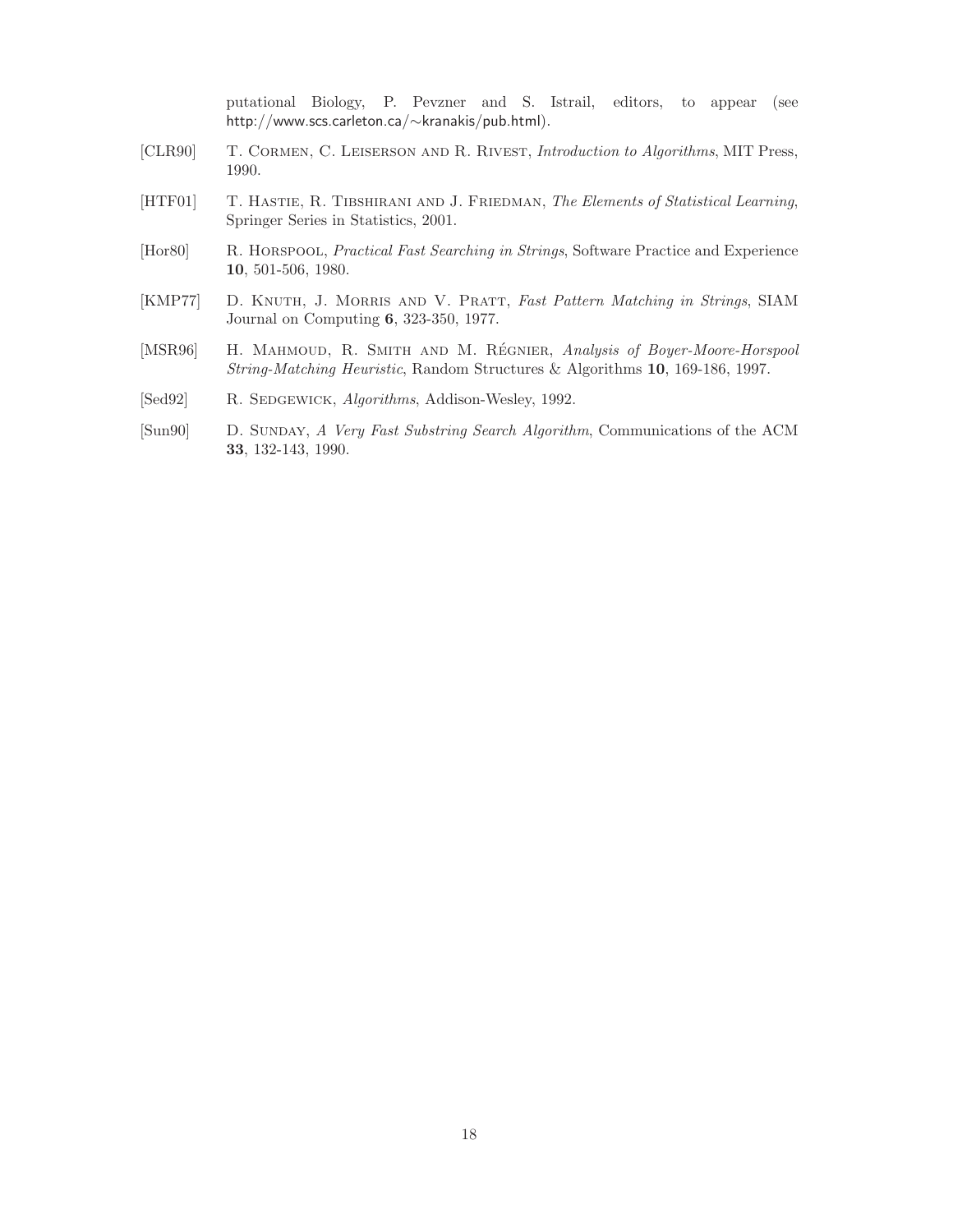putational Biology, P. Pevzner and S. Istrail, editors, to appear (see http://www.scs.carleton.ca/∼kranakis/pub.html).

[CLR90] T. Cormen, C. Leiserson and R. Rivest, *Introduction to Algorithms*, MIT Press, 1990.

[HTF01] T. Hastie, R. Tibshirani and J. Friedman, *The Elements of Statistical Learning*, Springer Series in Statistics, 2001.

[Hor80] R. Horspool, *Practical Fast Searching in Strings*, Software Practice and Experience **10**, 501-506, 1980.

[KMP77] D. Knuth, J. Morris and V. Pratt, *Fast Pattern Matching in Strings*, SIAM Journal on Computing **6**, 323-350, 1977.

[MSR96] H. Mahmoud, R. Smith and M. Régnier, *Analysis of Boyer-Moore-Horspool String-Matching Heuristic*, Random Structures & Algorithms **10**, 169-186, 1997.

[Sed92] R. Sedgewick, *Algorithms*, Addison-Wesley, 1992.

[Sun90] D. Sunday, *A Very Fast Substring Search Algorithm*, Communications of the ACM **33**, 132-143, 1990.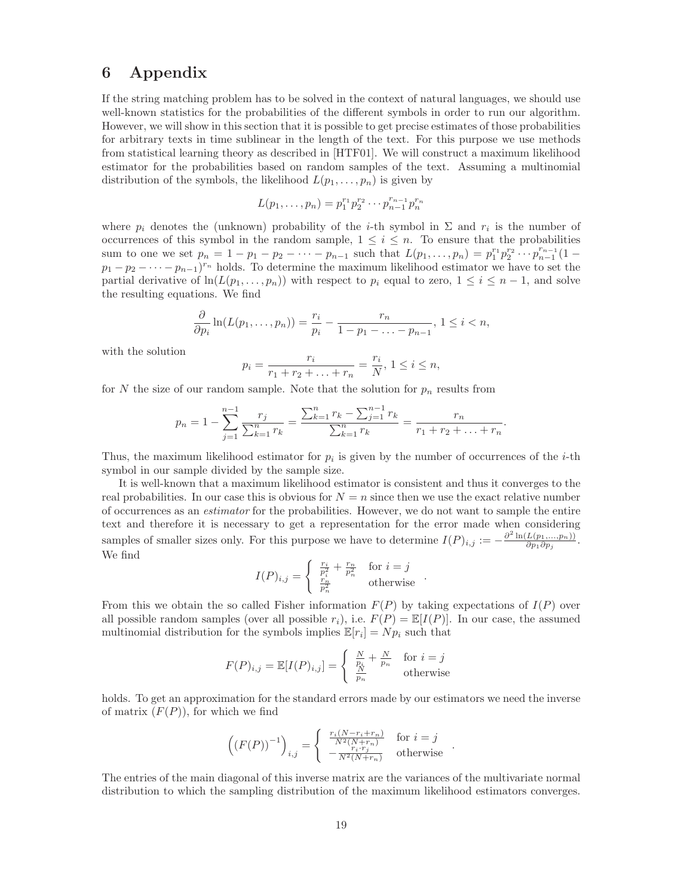# 6 Appendix

If the string matching problem has to be solved in the context of natural languages, we should use well-known statistics for the probabilities of the different symbols in order to run our algorithm. However, we will show in this section that it is possible to get precise estimates of those probabilities for arbitrary texts in time sublinear in the length of the text. For this purpose we use methods from statistical learning theory as described in [HTF01]. We will construct a maximum likelihood estimator for the probabilities based on random samples of the text. Assuming a multinomial distribution of the symbols, the likelihood $L(p_1, \ldots, p_n)$ is given by

$$L(p_1, \ldots, p_n) = p_1^{r_1} p_2^{r_2} \cdots p_{n-1}^{r_{n-1}} p_n^{r_n}$$

where $p_i$ denotes the (unknown) probability of the $i$-th symbol in $\Sigma$ and $r_i$ is the number of occurrences of this symbol in the random sample, $1 \leq i \leq n$. To ensure that the probabilities sum to one we set $p_n = 1 - p_1 - p_2 - \cdots - p_{n-1}$ such that $L(p_1, \ldots, p_n) = p_1^{r_1} p_2^{r_2} \cdots p_{n-1}^{r_{n-1}} (1 - p_1 - p_2 - \cdots - p_{n-1})^{r_n}$ holds. To determine the maximum likelihood estimator we have to set the partial derivative of $\ln(L(p_1, \ldots, p_n))$ with respect to $p_i$ equal to zero, $1 \leq i \leq n-1$, and solve the resulting equations. We find

$$\frac{\partial}{\partial p_i} \ln(L(p_1, \ldots, p_n)) = \frac{r_i}{p_i} - \frac{r_n}{1 - p_1 - \ldots - p_{n-1}}, \ 1 \leq i < n,$$

with the solution

$$p_i = \frac{r_i}{r_1 + r_2 + \ldots + r_n} = \frac{r_i}{N}, \ 1 \leq i \leq n,$$

for $N$ the size of our random sample. Note that the solution for $p_n$ results from

$$p_n = 1 - \sum_{j=1}^{n-1} \frac{r_j}{\sum_{k=1}^{n} r_k} = \frac{\sum_{k=1}^{n} r_k - \sum_{j=1}^{n-1} r_k}{\sum_{k=1}^{n} r_k} = \frac{r_n}{r_1 + r_2 + \ldots + r_n}.$$

Thus, the maximum likelihood estimator for $p_i$ is given by the number of occurrences of the $i$-th symbol in our sample divided by the sample size.

It is well-known that a maximum likelihood estimator is consistent and thus it converges to the real probabilities. In our case this is obvious for $N = n$ since then we use the exact relative number of occurrences as an *estimator* for the probabilities. However, we do not want to sample the entire text and therefore it is necessary to get a representation for the error made when considering samples of smaller sizes only. For this purpose we have to determine $I(P)_{i,j} := -\frac{\partial^2 \ln(L(p_1, \ldots, p_n))}{\partial p_1 \partial p_j}$. We find

$$I(P)_{i,j} = \begin{cases} \frac{r_i}{p_i^2} + \frac{r_n}{p_n^2} & \text{for } i = j \\ \frac{r_n}{p_n^2} & \text{otherwise} \end{cases}.$$

From this we obtain the so called Fisher information $F(P)$ by taking expectations of $I(P)$ over all possible random samples (over all possible $r_i$), i.e. $F(P) = \mathbb{E}[I(P)]$. In our case, the assumed multinomial distribution for the symbols implies $\mathbb{E}[r_i] = Np_i$ such that

$$F(P)_{i,j} = \mathbb{E}[I(P)_{i,j}] = \begin{cases} \frac{N}{p_i} + \frac{N}{p_n} & \text{for } i = j \\ \frac{N}{p_n} & \text{otherwise} \end{cases}$$

holds. To get an approximation for the standard errors made by our estimators we need the inverse of matrix $(F(P))$, for which we find

$$\left( (F(P))^{-1} \right)_{i,j} = \begin{cases} \frac{r_i(N - r_i + r_n)}{N^2(N + r_n)} & \text{for } i = j \\ -\frac{r_i \cdot r_j}{N^2(N + r_n)} & \text{otherwise} \end{cases}.$$

The entries of the main diagonal of this inverse matrix are the variances of the multivariate normal distribution to which the sampling distribution of the maximum likelihood estimators converges.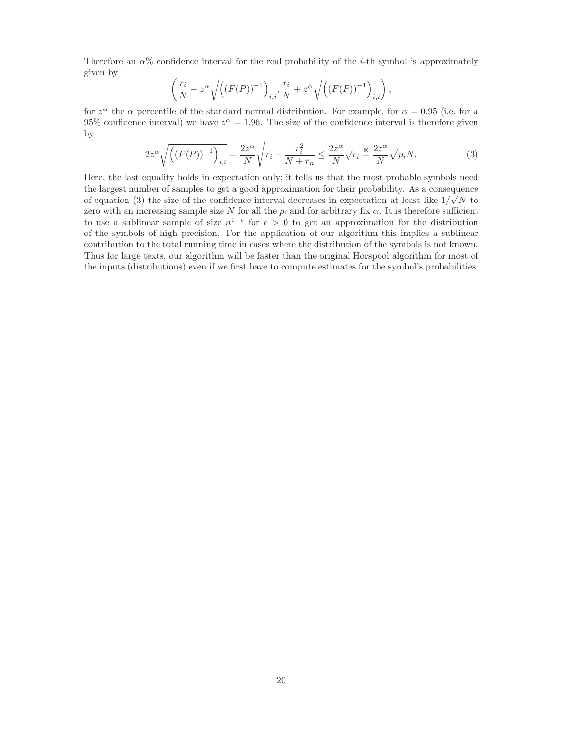Therefore an $\alpha\%$ confidence interval for the real probability of the $i$-th symbol is approximately given by

$$\left(\frac{r_i}{N} - z^\alpha \sqrt{\left((F(P))^{-1}\right)_{i,i}}, \frac{r_i}{N} + z^\alpha \sqrt{\left((F(P))^{-1}\right)_{i,i}}\right),$$

for $z^\alpha$ the $\alpha$ percentile of the standard normal distribution. For example, for $\alpha = 0.95$ (i.e. for a 95% confidence interval) we have $z^\alpha = 1.96$. The size of the confidence interval is therefore given by

$$2z^\alpha \sqrt{\left((F(P))^{-1}\right)_{i,i}} = \frac{2z^\alpha}{N}\sqrt{r_i - \frac{r_i^2}{N + r_n}} \leq \frac{2z^\alpha}{N}\sqrt{r_i} \overset{\mathbb{E}}{=} \frac{2z^\alpha}{N}\sqrt{p_i N}. \tag{3}$$

Here, the last equality holds in expectation only; it tells us that the most probable symbols need the largest number of samples to get a good approximation for their probability. As a consequence of equation (3) the size of the confidence interval decreases in expectation at least like $1/\sqrt{N}$ to zero with an increasing sample size $N$ for all the $p_i$ and for arbitrary fix $\alpha$. It is therefore sufficient to use a sublinear sample of size $n^{1-\epsilon}$ for $\epsilon > 0$ to get an approximation for the distribution of the symbols of high precision. For the application of our algorithm this implies a sublinear contribution to the total running time in cases where the distribution of the symbols is not known. Thus for large texts, our algorithm will be faster than the original Horspool algorithm for most of the inputs (distributions) even if we first have to compute estimates for the symbol's probabilities.